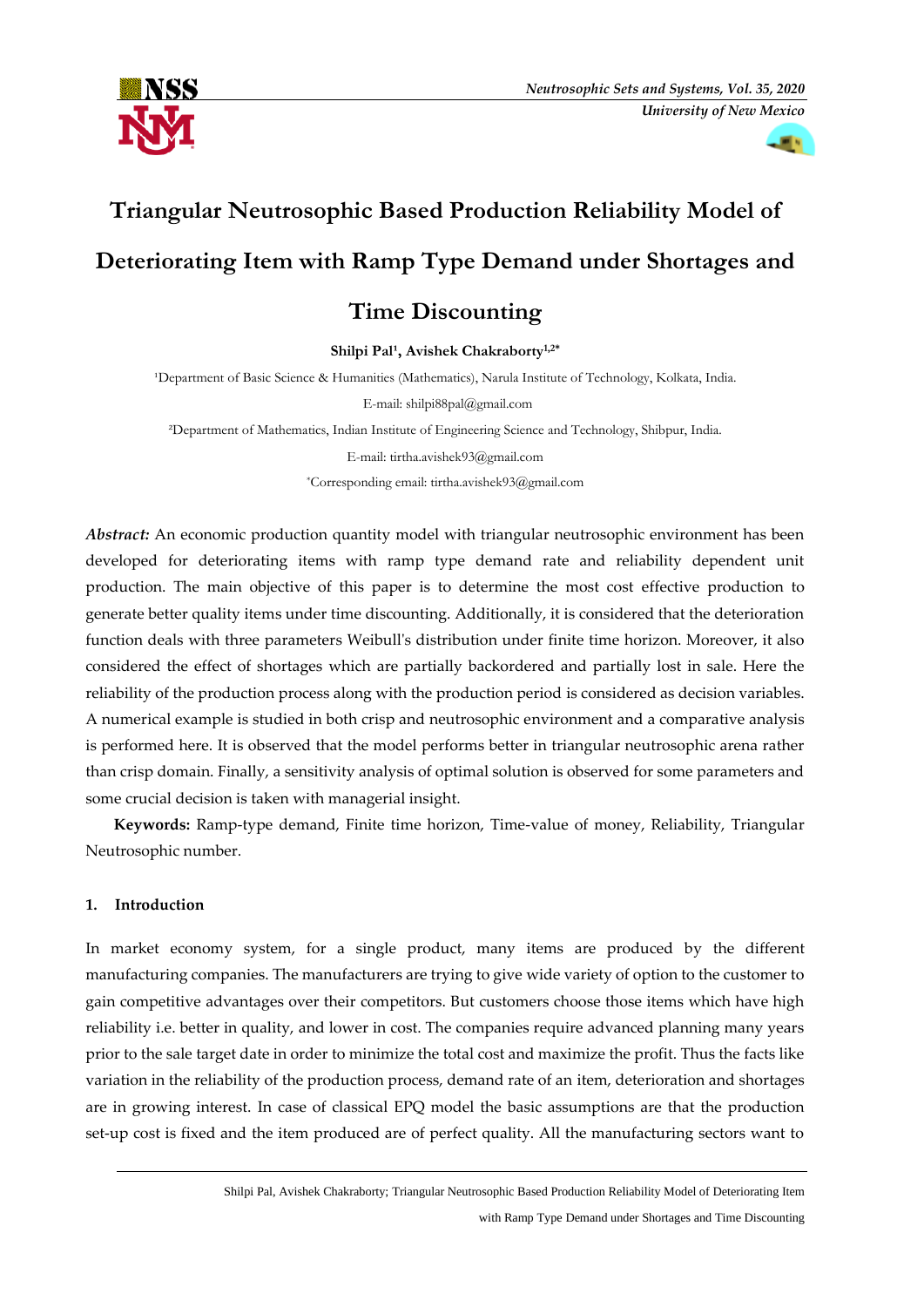# Triangular Neutrosophic Based Production Reliability Model of Deteriorating Item with Ramp Type Demand under Shortages and Time Discounting

**Shilpi Pal[1], Avishek Chakraborty[1,2*]**

[1]Department of Basic Science & Humanities (Mathematics), Narula Institute of Technology, Kolkata, India.

E-mail: shilpi88pal@gmail.com

[2]Department of Mathematics, Indian Institute of Engineering Science and Technology, Shibpur, India.

E-mail: tirtha.avishek93@gmail.com

[*]Corresponding email: tirtha.avishek93@gmail.com

***Abstract:*** An economic production quantity model with triangular neutrosophic environment has been developed for deteriorating items with ramp type demand rate and reliability dependent unit production. The main objective of this paper is to determine the most cost effective production to generate better quality items under time discounting. Additionally, it is considered that the deterioration function deals with three parameters Weibull's distribution under finite time horizon. Moreover, it also considered the effect of shortages which are partially backordered and partially lost in sale. Here the reliability of the production process along with the production period is considered as decision variables. A numerical example is studied in both crisp and neutrosophic environment and a comparative analysis is performed here. It is observed that the model performs better in triangular neutrosophic arena rather than crisp domain. Finally, a sensitivity analysis of optimal solution is observed for some parameters and some crucial decision is taken with managerial insight.

**Keywords:** Ramp-type demand, Finite time horizon, Time-value of money, Reliability, Triangular Neutrosophic number.

## 1. Introduction

In market economy system, for a single product, many items are produced by the different manufacturing companies. The manufacturers are trying to give wide variety of option to the customer to gain competitive advantages over their competitors. But customers choose those items which have high reliability i.e. better in quality, and lower in cost. The companies require advanced planning many years prior to the sale target date in order to minimize the total cost and maximize the profit. Thus the facts like variation in the reliability of the production process, demand rate of an item, deterioration and shortages are in growing interest. In case of classical EPQ model the basic assumptions are that the production set-up cost is fixed and the item produced are of perfect quality. All the manufacturing sectors want to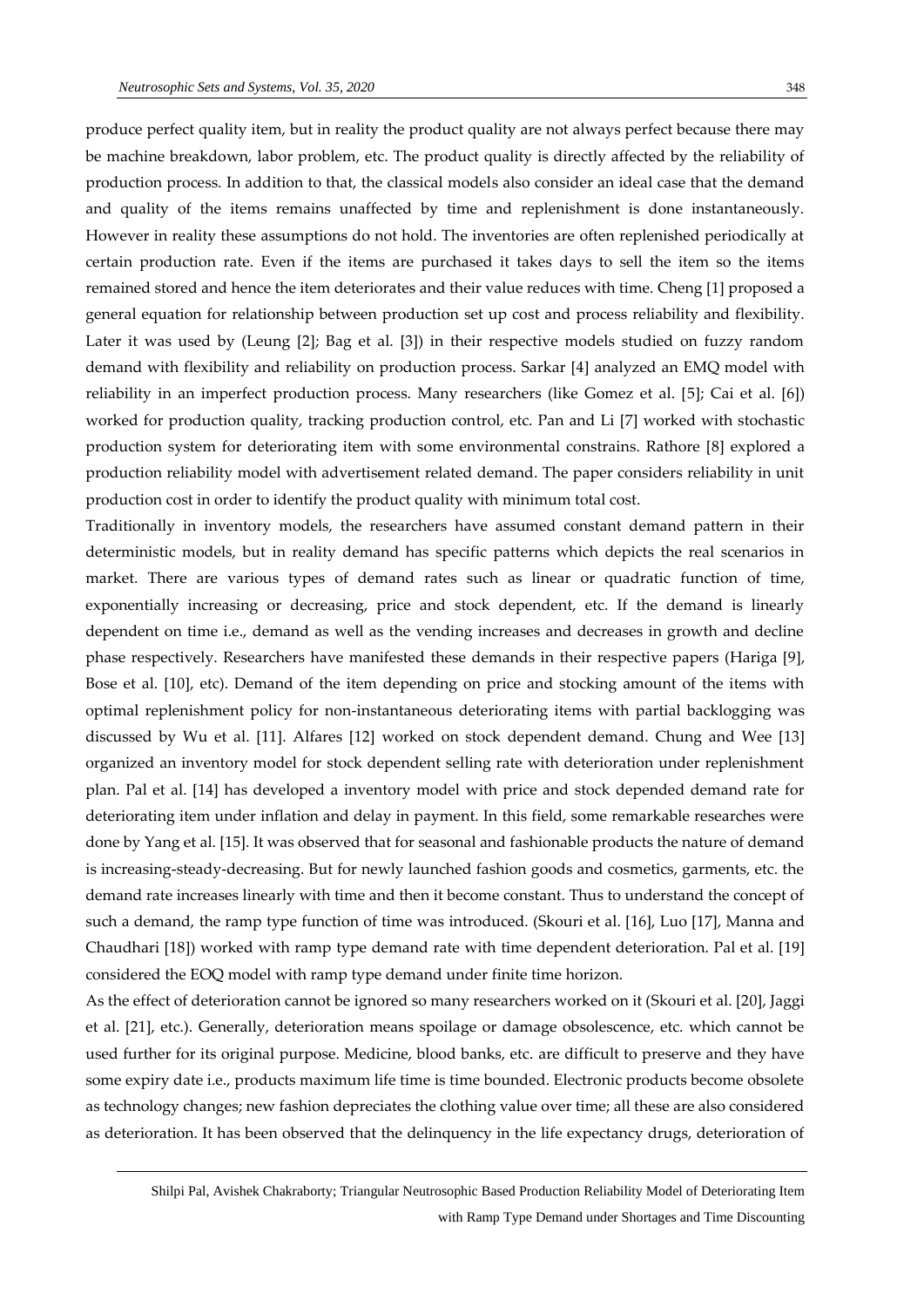produce perfect quality item, but in reality the product quality are not always perfect because there may be machine breakdown, labor problem, etc. The product quality is directly affected by the reliability of production process. In addition to that, the classical models also consider an ideal case that the demand and quality of the items remains unaffected by time and replenishment is done instantaneously. However in reality these assumptions do not hold. The inventories are often replenished periodically at certain production rate. Even if the items are purchased it takes days to sell the item so the items remained stored and hence the item deteriorates and their value reduces with time. Cheng [1] proposed a general equation for relationship between production set up cost and process reliability and flexibility. Later it was used by (Leung [2]; Bag et al. [3]) in their respective models studied on fuzzy random demand with flexibility and reliability on production process. Sarkar [4] analyzed an EMQ model with reliability in an imperfect production process. Many researchers (like Gomez et al. [5]; Cai et al. [6]) worked for production quality, tracking production control, etc. Pan and Li [7] worked with stochastic production system for deteriorating item with some environmental constrains. Rathore [8] explored a production reliability model with advertisement related demand. The paper considers reliability in unit production cost in order to identify the product quality with minimum total cost.

Traditionally in inventory models, the researchers have assumed constant demand pattern in their deterministic models, but in reality demand has specific patterns which depicts the real scenarios in market. There are various types of demand rates such as linear or quadratic function of time, exponentially increasing or decreasing, price and stock dependent, etc. If the demand is linearly dependent on time i.e., demand as well as the vending increases and decreases in growth and decline phase respectively. Researchers have manifested these demands in their respective papers (Hariga [9], Bose et al. [10], etc). Demand of the item depending on price and stocking amount of the items with optimal replenishment policy for non-instantaneous deteriorating items with partial backlogging was discussed by Wu et al. [11]. Alfares [12] worked on stock dependent demand. Chung and Wee [13] organized an inventory model for stock dependent selling rate with deterioration under replenishment plan. Pal et al. [14] has developed a inventory model with price and stock depended demand rate for deteriorating item under inflation and delay in payment. In this field, some remarkable researches were done by Yang et al. [15]. It was observed that for seasonal and fashionable products the nature of demand is increasing-steady-decreasing. But for newly launched fashion goods and cosmetics, garments, etc. the demand rate increases linearly with time and then it become constant. Thus to understand the concept of such a demand, the ramp type function of time was introduced. (Skouri et al. [16], Luo [17], Manna and Chaudhari [18]) worked with ramp type demand rate with time dependent deterioration. Pal et al. [19] considered the EOQ model with ramp type demand under finite time horizon.

As the effect of deterioration cannot be ignored so many researchers worked on it (Skouri et al. [20], Jaggi et al. [21], etc.). Generally, deterioration means spoilage or damage obsolescence, etc. which cannot be used further for its original purpose. Medicine, blood banks, etc. are difficult to preserve and they have some expiry date i.e., products maximum life time is time bounded. Electronic products become obsolete as technology changes; new fashion depreciates the clothing value over time; all these are also considered as deterioration. It has been observed that the delinquency in the life expectancy drugs, deterioration of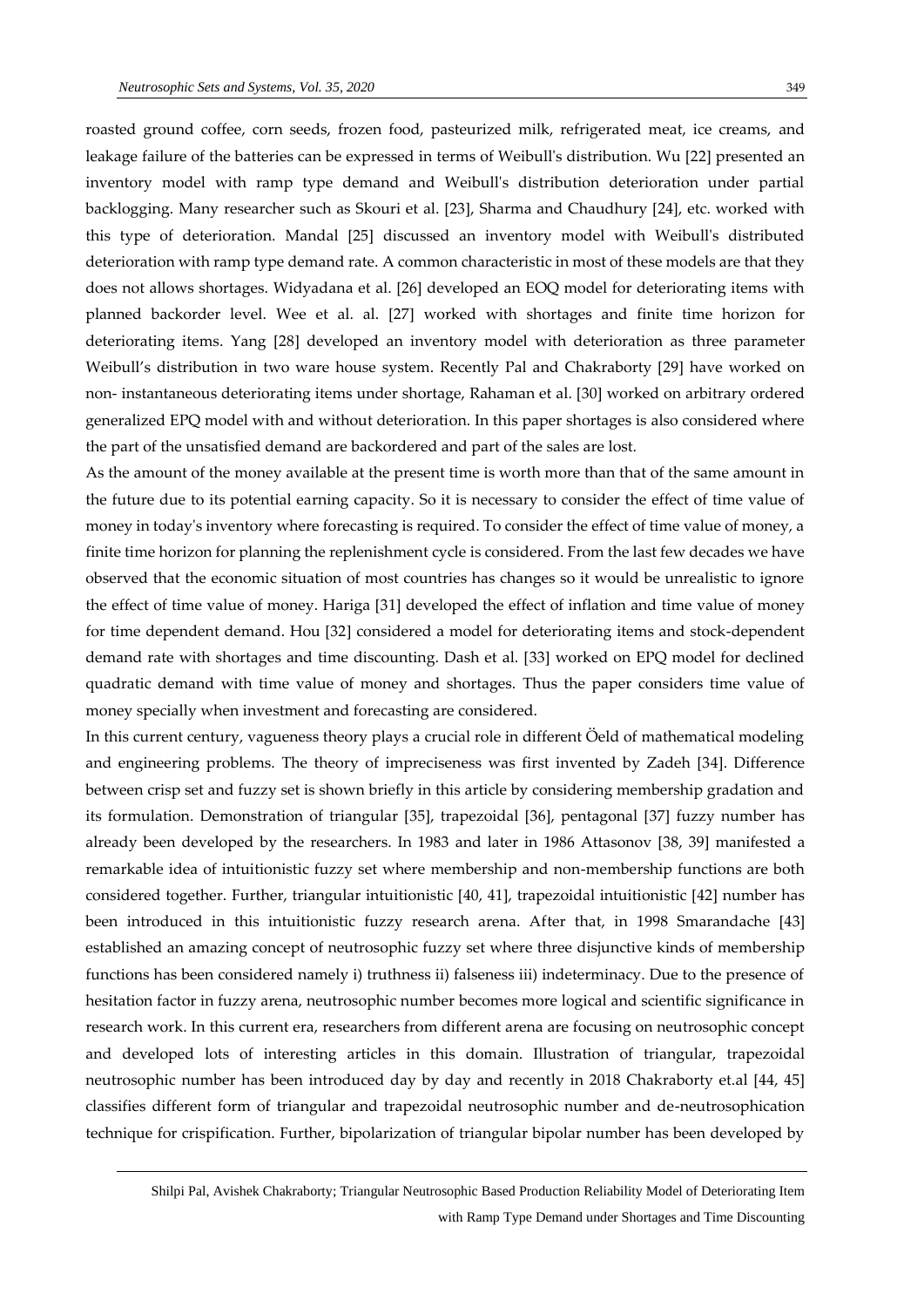roasted ground coffee, corn seeds, frozen food, pasteurized milk, refrigerated meat, ice creams, and leakage failure of the batteries can be expressed in terms of Weibull's distribution. Wu [22] presented an inventory model with ramp type demand and Weibull's distribution deterioration under partial backlogging. Many researcher such as Skouri et al. [23], Sharma and Chaudhury [24], etc. worked with this type of deterioration. Mandal [25] discussed an inventory model with Weibull's distributed deterioration with ramp type demand rate. A common characteristic in most of these models are that they does not allows shortages. Widyadana et al. [26] developed an EOQ model for deteriorating items with planned backorder level. Wee et al. al. [27] worked with shortages and finite time horizon for deteriorating items. Yang [28] developed an inventory model with deterioration as three parameter Weibull's distribution in two ware house system. Recently Pal and Chakraborty [29] have worked on non- instantaneous deteriorating items under shortage, Rahaman et al. [30] worked on arbitrary ordered generalized EPQ model with and without deterioration. In this paper shortages is also considered where the part of the unsatisfied demand are backordered and part of the sales are lost.

As the amount of the money available at the present time is worth more than that of the same amount in the future due to its potential earning capacity. So it is necessary to consider the effect of time value of money in today's inventory where forecasting is required. To consider the effect of time value of money, a finite time horizon for planning the replenishment cycle is considered. From the last few decades we have observed that the economic situation of most countries has changes so it would be unrealistic to ignore the effect of time value of money. Hariga [31] developed the effect of inflation and time value of money for time dependent demand. Hou [32] considered a model for deteriorating items and stock-dependent demand rate with shortages and time discounting. Dash et al. [33] worked on EPQ model for declined quadratic demand with time value of money and shortages. Thus the paper considers time value of money specially when investment and forecasting are considered.

In this current century, vagueness theory plays a crucial role in different Öeld of mathematical modeling and engineering problems. The theory of impreciseness was first invented by Zadeh [34]. Difference between crisp set and fuzzy set is shown briefly in this article by considering membership gradation and its formulation. Demonstration of triangular [35], trapezoidal [36], pentagonal [37] fuzzy number has already been developed by the researchers. In 1983 and later in 1986 Attasonov [38, 39] manifested a remarkable idea of intuitionistic fuzzy set where membership and non-membership functions are both considered together. Further, triangular intuitionistic [40, 41], trapezoidal intuitionistic [42] number has been introduced in this intuitionistic fuzzy research arena. After that, in 1998 Smarandache [43] established an amazing concept of neutrosophic fuzzy set where three disjunctive kinds of membership functions has been considered namely i) truthness ii) falseness iii) indeterminacy. Due to the presence of hesitation factor in fuzzy arena, neutrosophic number becomes more logical and scientific significance in research work. In this current era, researchers from different arena are focusing on neutrosophic concept and developed lots of interesting articles in this domain. Illustration of triangular, trapezoidal neutrosophic number has been introduced day by day and recently in 2018 Chakraborty et.al [44, 45] classifies different form of triangular and trapezoidal neutrosophic number and de-neutrosophication technique for crispification. Further, bipolarization of triangular bipolar number has been developed by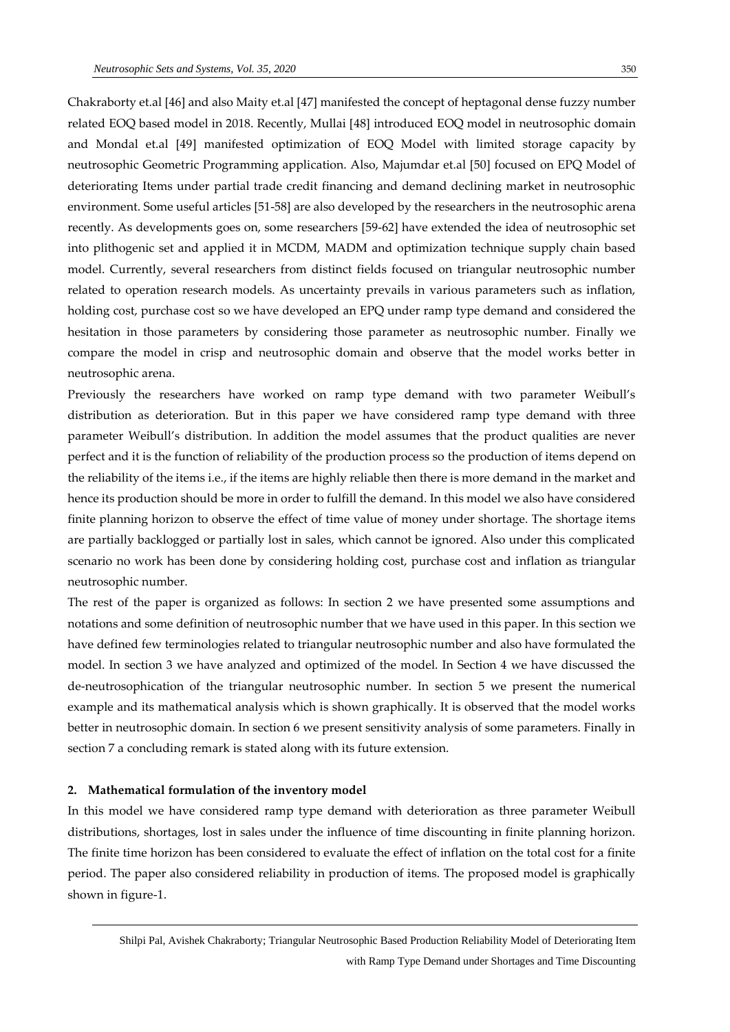Chakraborty et.al [46] and also Maity et.al [47] manifested the concept of heptagonal dense fuzzy number related EOQ based model in 2018. Recently, Mullai [48] introduced EOQ model in neutrosophic domain and Mondal et.al [49] manifested optimization of EOQ Model with limited storage capacity by neutrosophic Geometric Programming application. Also, Majumdar et.al [50] focused on EPQ Model of deteriorating Items under partial trade credit financing and demand declining market in neutrosophic environment. Some useful articles [51-58] are also developed by the researchers in the neutrosophic arena recently. As developments goes on, some researchers [59-62] have extended the idea of neutrosophic set into plithogenic set and applied it in MCDM, MADM and optimization technique supply chain based model. Currently, several researchers from distinct fields focused on triangular neutrosophic number related to operation research models. As uncertainty prevails in various parameters such as inflation, holding cost, purchase cost so we have developed an EPQ under ramp type demand and considered the hesitation in those parameters by considering those parameter as neutrosophic number. Finally we compare the model in crisp and neutrosophic domain and observe that the model works better in neutrosophic arena.

Previously the researchers have worked on ramp type demand with two parameter Weibull's distribution as deterioration. But in this paper we have considered ramp type demand with three parameter Weibull's distribution. In addition the model assumes that the product qualities are never perfect and it is the function of reliability of the production process so the production of items depend on the reliability of the items i.e., if the items are highly reliable then there is more demand in the market and hence its production should be more in order to fulfill the demand. In this model we also have considered finite planning horizon to observe the effect of time value of money under shortage. The shortage items are partially backlogged or partially lost in sales, which cannot be ignored. Also under this complicated scenario no work has been done by considering holding cost, purchase cost and inflation as triangular neutrosophic number.

The rest of the paper is organized as follows: In section 2 we have presented some assumptions and notations and some definition of neutrosophic number that we have used in this paper. In this section we have defined few terminologies related to triangular neutrosophic number and also have formulated the model. In section 3 we have analyzed and optimized of the model. In Section 4 we have discussed the de-neutrosophication of the triangular neutrosophic number. In section 5 we present the numerical example and its mathematical analysis which is shown graphically. It is observed that the model works better in neutrosophic domain. In section 6 we present sensitivity analysis of some parameters. Finally in section 7 a concluding remark is stated along with its future extension.

## 2. Mathematical formulation of the inventory model

In this model we have considered ramp type demand with deterioration as three parameter Weibull distributions, shortages, lost in sales under the influence of time discounting in finite planning horizon. The finite time horizon has been considered to evaluate the effect of inflation on the total cost for a finite period. The paper also considered reliability in production of items. The proposed model is graphically shown in figure-1.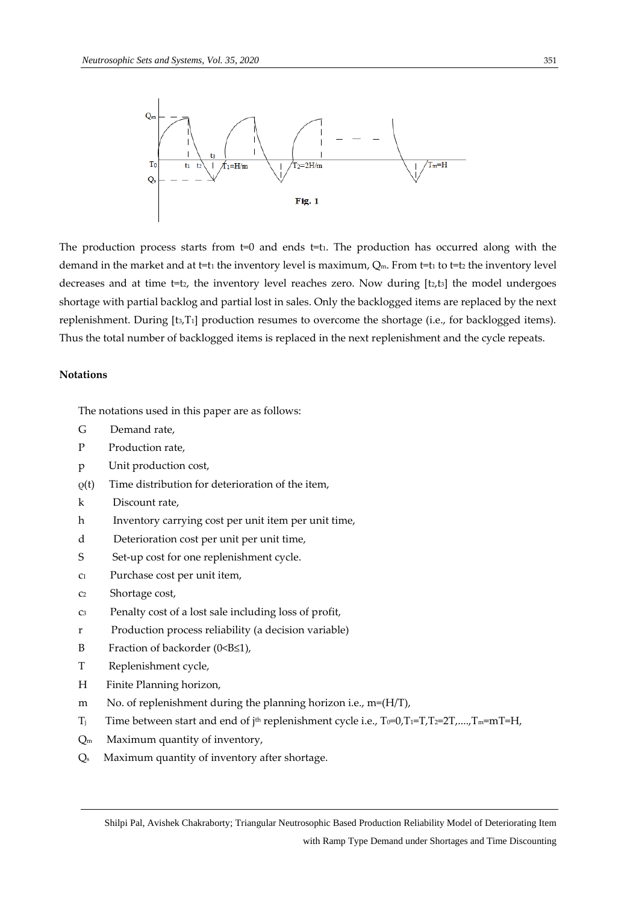Fig. 1

The production process starts from $t=0$ and ends $t=t_1$. The production has occurred along with the demand in the market and at $t=t_1$ the inventory level is maximum, $Q_m$. From $t=t_1$ to $t=t_2$ the inventory level decreases and at time $t=t_2$, the inventory level reaches zero. Now during $[t_2,t_3]$ the model undergoes shortage with partial backlog and partial lost in sales. Only the backlogged items are replaced by the next replenishment. During $[t_3,T_1]$ production resumes to overcome the shortage (i.e., for backlogged items). Thus the total number of backlogged items is replaced in the next replenishment and the cycle repeats.

**Notations**

The notations used in this paper are as follows:

- $G$ Demand rate,
- $P$ Production rate,
- $p$ Unit production cost,
- $\varrho(t)$ Time distribution for deterioration of the item,
- $k$ Discount rate,
- $h$ Inventory carrying cost per unit item per unit time,
- $d$ Deterioration cost per unit per unit time,
- $S$ Set-up cost for one replenishment cycle.
- $c_1$ Purchase cost per unit item,
- $c_2$ Shortage cost,
- $c_3$ Penalty cost of a lost sale including loss of profit,
- $r$ Production process reliability (a decision variable)
- $B$ Fraction of backorder ($0<B\leq 1$),
- $T$ Replenishment cycle,
- $H$ Finite Planning horizon,
- $m$ No. of replenishment during the planning horizon i.e., $m=(H/T)$,
- $T_j$ Time between start and end of $j^{th}$ replenishment cycle i.e., $T_0=0, T_1=T, T_2=2T, \ldots, T_m=mT=H$,
- $Q_m$ Maximum quantity of inventory,
- $Q_s$ Maximum quantity of inventory after shortage.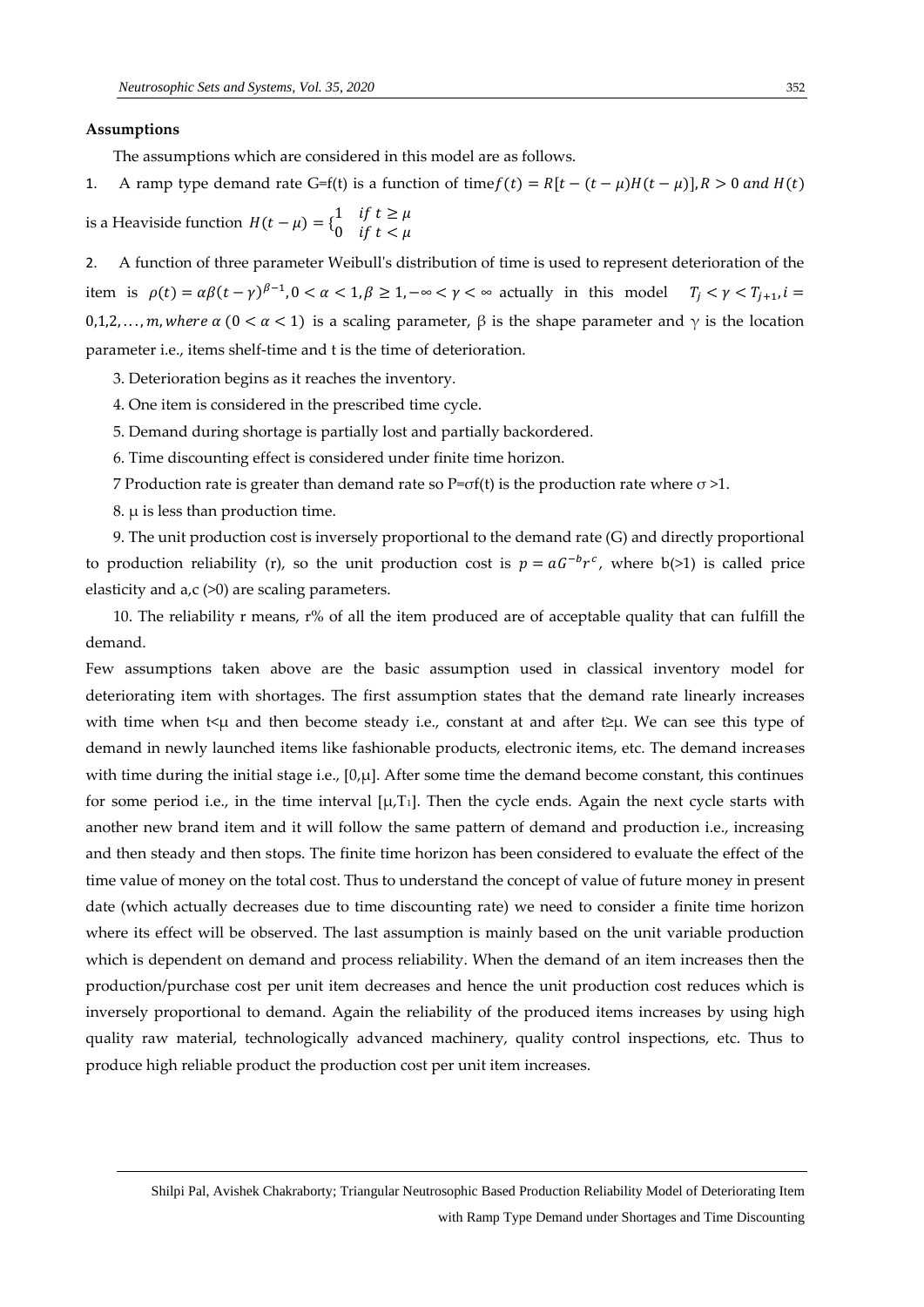**Assumptions**

The assumptions which are considered in this model are as follows.

1. A ramp type demand rate G=f(t) is a function of time $f(t) = R[t - (t-\mu)H(t-\mu)], R > 0$ *and* $H(t)$ is a Heaviside function $H(t-\mu) = \begin{cases} 1 & if\ t \geq \mu \\ 0 & if\ t < \mu \end{cases}$

2. A function of three parameter Weibull's distribution of time is used to represent deterioration of the item is $\rho(t) = \alpha\beta(t-\gamma)^{\beta-1}, 0 < \alpha < 1, \beta \geq 1, -\infty < \gamma < \infty$ actually in this model $T_j < \gamma < T_{j+1}, i = 0,1,2,\ldots,m,$ *where* $\alpha$ $(0 < \alpha < 1)$ is a scaling parameter, β is the shape parameter and γ is the location parameter i.e., items shelf-time and t is the time of deterioration.

3. Deterioration begins as it reaches the inventory.

4. One item is considered in the prescribed time cycle.

5. Demand during shortage is partially lost and partially backordered.

6. Time discounting effect is considered under finite time horizon.

7 Production rate is greater than demand rate so P=σf(t) is the production rate where σ >1.

8. μ is less than production time.

9. The unit production cost is inversely proportional to the demand rate (G) and directly proportional to production reliability (r), so the unit production cost is $p = aG^{-b}r^{c}$, where b(>1) is called price elasticity and a,c (>0) are scaling parameters.

10. The reliability r means, r% of all the item produced are of acceptable quality that can fulfill the demand.

Few assumptions taken above are the basic assumption used in classical inventory model for deteriorating item with shortages. The first assumption states that the demand rate linearly increases with time when t<μ and then become steady i.e., constant at and after t≥μ. We can see this type of demand in newly launched items like fashionable products, electronic items, etc. The demand increases with time during the initial stage i.e., [0,μ]. After some time the demand become constant, this continues for some period i.e., in the time interval [μ,$T_1$]. Then the cycle ends. Again the next cycle starts with another new brand item and it will follow the same pattern of demand and production i.e., increasing and then steady and then stops. The finite time horizon has been considered to evaluate the effect of the time value of money on the total cost. Thus to understand the concept of value of future money in present date (which actually decreases due to time discounting rate) we need to consider a finite time horizon where its effect will be observed. The last assumption is mainly based on the unit variable production which is dependent on demand and process reliability. When the demand of an item increases then the production/purchase cost per unit item decreases and hence the unit production cost reduces which is inversely proportional to demand. Again the reliability of the produced items increases by using high quality raw material, technologically advanced machinery, quality control inspections, etc. Thus to produce high reliable product the production cost per unit item increases.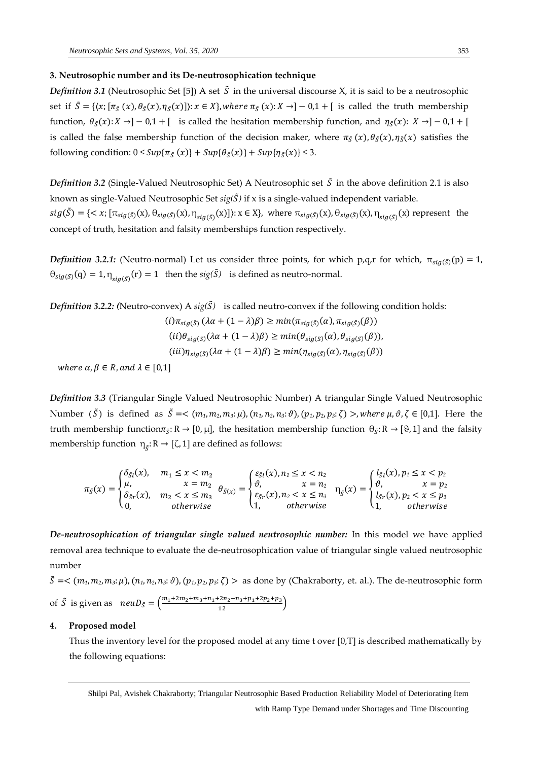### 3. Neutrosophic number and its De-neutrosophication technique

***Definition 3.1*** (Neutrosophic Set [5]) A set $\tilde{S}$ in the universal discourse X, it is said to be a neutrosophic set if $\tilde{S} = \{\langle x; [\pi_{\tilde{S}}(x), \theta_{\tilde{S}}(x), \eta_{\tilde{S}}(x)]\rangle : x \in X\}$, *where* $\pi_{\tilde{S}}(x): X \to ]-0,1+[$ is called the truth membership function, $\theta_{\tilde{S}}(x): X \to ]-0,1+[$ is called the hesitation membership function, and $\eta_{\tilde{S}}(x): X \to ]-0,1+[$ is called the false membership function of the decision maker, where $\pi_{\tilde{S}}(x), \theta_{\tilde{S}}(x), \eta_{\tilde{S}}(x)$ satisfies the following condition: $0 \leq Sup\{\pi_{\tilde{S}}(x)\} + Sup\{\theta_{\tilde{S}}(x)\} + Sup\{\eta_{\tilde{S}}(x)\} \leq 3$.

***Definition 3.2*** (Single-Valued Neutrosophic Set) A Neutrosophic set $\tilde{S}$ in the above definition 2.1 is also known as single-Valued Neutrosophic Set $sig(\tilde{S})$ if x is a single-valued independent variable.
$sig(\tilde{S}) = \{< x; [\pi_{sig(\tilde{S})}(x), \theta_{sig(\tilde{S})}(x), \eta_{sig(\tilde{S})}(x)]\rangle : x \in X\}$, where $\pi_{sig(\tilde{S})}(x), \theta_{sig(\tilde{S})}(x), \eta_{sig(\tilde{S})}(x)$ represent the concept of truth, hesitation and falsity memberships function respectively.

***Definition 3.2.1:*** (Neutro-normal) Let us consider three points, for which p,q,r for which, $\pi_{sig(\tilde{S})}(p) = 1$, $\theta_{sig(\tilde{S})}(q) = 1, \eta_{sig(\tilde{S})}(r) = 1$ then the $sig(\tilde{S})$ is defined as neutro-normal.

***Definition 3.2.2:*** (Neutro-convex) A $sig(\tilde{S})$ is called neutro-convex if the following condition holds:

$$(i)\pi_{sig(\tilde{S})}(\lambda\alpha + (1-\lambda)\beta) \geq min(\pi_{sig(\tilde{S})}(\alpha), \pi_{sig(\tilde{S})}(\beta))$$
$$(ii)\theta_{sig(\tilde{S})}(\lambda\alpha + (1-\lambda)\beta) \geq min(\theta_{sig(\tilde{S})}(\alpha), \theta_{sig(\tilde{S})}(\beta)),$$
$$(iii)\eta_{sig(\tilde{S})}(\lambda\alpha + (1-\lambda)\beta) \geq min(\eta_{sig(\tilde{S})}(\alpha), \eta_{sig(\tilde{S})}(\beta))$$

*where* $\alpha, \beta \in R$, *and* $\lambda \in [0,1]$

***Definition 3.3*** (Triangular Single Valued Neutrosophic Number) A triangular Single Valued Neutrosophic Number $(\tilde{S})$ is defined as $\tilde{S} = <(m_1, m_2, m_3: \mu), (n_1, n_2, n_3: \vartheta), (p_1, p_2, p_3: \zeta)>$, *where* $\mu, \vartheta, \zeta \in [0,1]$. Here the truth membership function $\pi_{\tilde{S}}: R \to [0, \mu]$, the hesitation membership function $\theta_{\tilde{S}}: R \to [\vartheta, 1]$ and the falsity membership function $\eta_{\tilde{S}}: R \to [\zeta, 1]$ are defined as follows:

$$\pi_{\tilde{S}}(x) = \begin{cases} \delta_{\tilde{S}l}(x), & m_1 \leq x < m_2 \\ \mu, & x = m_2 \\ \delta_{\tilde{S}r}(x), & m_2 < x \leq m_3 \\ 0, & otherwise \end{cases} \quad \theta_{\tilde{S}(x)} = \begin{cases} \varepsilon_{\tilde{S}l}(x), & n_1 \leq x < n_2 \\ \vartheta, & x = n_2 \\ \varepsilon_{\tilde{S}r}(x), & n_2 < x \leq n_3 \\ 1, & otherwise \end{cases} \quad \eta_{\tilde{S}}(x) = \begin{cases} l_{\tilde{S}l}(x), & p_1 \leq x < p_2 \\ \vartheta, & x = p_2 \\ l_{\tilde{S}r}(x), & p_2 < x \leq p_3 \\ 1, & otherwise \end{cases}$$

***De-neutrosophication of triangular single valued neutrosophic number:*** In this model we have applied removal area technique to evaluate the de-neutrosophication value of triangular single valued neutrosophic number

$\tilde{S} = <(m_1, m_2, m_3: \mu), (n_1, n_2, n_3: \vartheta), (p_1, p_2, p_3: \zeta)>$ as done by (Chakraborty, et. al.). The de-neutrosophic form of $\tilde{S}$ is given as $neuD_{\tilde{S}} = \left(\frac{m_1 + 2m_2 + m_3 + n_1 + 2n_2 + n_3 + p_1 + 2p_2 + p_3}{12}\right)$

### 4. Proposed model

Thus the inventory level for the proposed model at any time t over [0,T] is described mathematically by the following equations: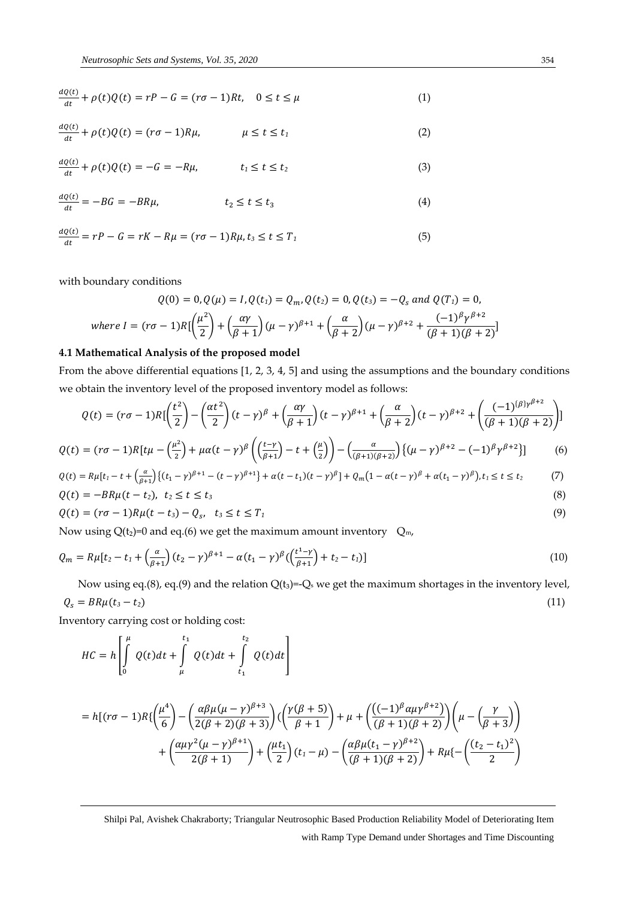$$\frac{dQ(t)}{dt} + \rho(t)Q(t) = rP - G = (r\sigma - 1)Rt, \quad 0 \le t \le \mu \tag{1}$$

$$\frac{dQ(t)}{dt} + \rho(t)Q(t) = (r\sigma - 1)R\mu, \qquad \mu \le t \le t_1 \tag{2}$$

$$\frac{dQ(t)}{dt} + \rho(t)Q(t) = -G = -R\mu, \qquad t_1 \le t \le t_2 \tag{3}$$

$$\frac{dQ(t)}{dt} = -BG = -BR\mu, \qquad t_2 \le t \le t_3 \tag{4}$$

$$\frac{dQ(t)}{dt} = rP - G = rK - R\mu = (r\sigma - 1)R\mu, t_3 \le t \le T_1 \tag{5}$$

with boundary conditions

$$Q(0) = 0, Q(\mu) = I, Q(t_1) = Q_m, Q(t_2) = 0, Q(t_3) = -Q_s \text{ and } Q(T_1) = 0,$$

$$\text{where } I = (r\sigma - 1)R[\left(\frac{\mu^2}{2}\right) + \left(\frac{\alpha\gamma}{\beta + 1}\right)(\mu - \gamma)^{\beta+1} + \left(\frac{\alpha}{\beta + 2}\right)(\mu - \gamma)^{\beta+2} + \frac{(-1)^{\beta}\gamma^{\beta+2}}{(\beta + 1)(\beta + 2)}]$$

### 4.1 Mathematical Analysis of the proposed model

From the above differential equations [1, 2, 3, 4, 5] and using the assumptions and the boundary conditions we obtain the inventory level of the proposed inventory model as follows:

$$Q(t) = (r\sigma - 1)R[\left(\frac{t^2}{2}\right) - \left(\frac{\alpha t^2}{2}\right)(t - \gamma)^{\beta} + \left(\frac{\alpha\gamma}{\beta + 1}\right)(t - \gamma)^{\beta+1} + \left(\frac{\alpha}{\beta + 2}\right)(t - \gamma)^{\beta+2} + \left(\frac{(-1)^{(\beta)}\gamma^{\beta+2}}{(\beta + 1)(\beta + 2)}\right)]$$

$$Q(t) = (r\sigma - 1)R[t\mu - \left(\frac{\mu^2}{2}\right) + \mu\alpha(t - \gamma)^{\beta}\left(\left(\frac{t-\gamma}{\beta+1}\right) - t + \left(\frac{\mu}{2}\right)\right) - \left(\frac{\alpha}{(\beta+1)(\beta+2)}\right)\{(\mu - \gamma)^{\beta+2} - (-1)^{\beta}\gamma^{\beta+2}\}] \tag{6}$$

$$Q(t) = R\mu[t_1 - t + \left(\frac{\alpha}{\beta+1}\right)\{(t_1 - \gamma)^{\beta+1} - (t - \gamma)^{\beta+1}\} + \alpha(t - t_1)(t - \gamma)^{\beta}] + Q_m\left(1 - \alpha(t - \gamma)^{\beta} + \alpha(t_1 - \gamma)^{\beta}\right), t_1 \le t \le t_2 \tag{7}$$

$$Q(t) = -BR\mu(t - t_2), \quad t_2 \le t \le t_3 \tag{8}$$

$$Q(t) = (r\sigma - 1)R\mu(t - t_3) - Q_s, \quad t_3 \le t \le T_1 \tag{9}$$

Now using $Q(t_2)=0$ and eq.(6) we get the maximum amount inventory $Q_m$,

$$Q_m = R\mu[t_2 - t_1 + \left(\frac{\alpha}{\beta+1}\right)(t_2 - \gamma)^{\beta+1} - \alpha(t_1 - \gamma)^{\beta}\left(\left(\frac{t^1-\gamma}{\beta+1}\right) + t_2 - t_1\right)] \tag{10}$$

Now using eq.(8), eq.(9) and the relation $Q(t_3)=-Q_s$ we get the maximum shortages in the inventory level,

$$Q_s = BR\mu(t_3 - t_2) \tag{11}$$

Inventory carrying cost or holding cost:

$$HC = h\left[\int_0^{\mu} Q(t)dt + \int_{\mu}^{t_1} Q(t)dt + \int_{t_1}^{t_2} Q(t)dt\right]$$

$$= h[(r\sigma - 1)R\{\left(\frac{\mu^4}{6}\right) - \left(\frac{\alpha\beta\mu(\mu - \gamma)^{\beta+3}}{2(\beta + 2)(\beta + 3)}\right)(\left(\frac{\gamma(\beta + 5)}{\beta + 1}\right) + \mu + \left(\frac{((-1)^{\beta}\alpha\mu\gamma^{\beta+2})}{(\beta + 1)(\beta + 2)}\right)\left(\mu - \left(\frac{\gamma}{\beta + 3}\right)\right)$$

$$+ \left(\frac{\alpha\mu\gamma^2(\mu - \gamma)^{\beta+1}}{2(\beta + 1)}\right) + \left(\frac{\mu t_1}{2}\right)(t_1 - \mu) - \left(\frac{\alpha\beta\mu(t_1 - \gamma)^{\beta+2}}{(\beta + 1)(\beta + 2)}\right) + R\mu\{-\left(\frac{(t_2 - t_1)^2}{2}\right)$$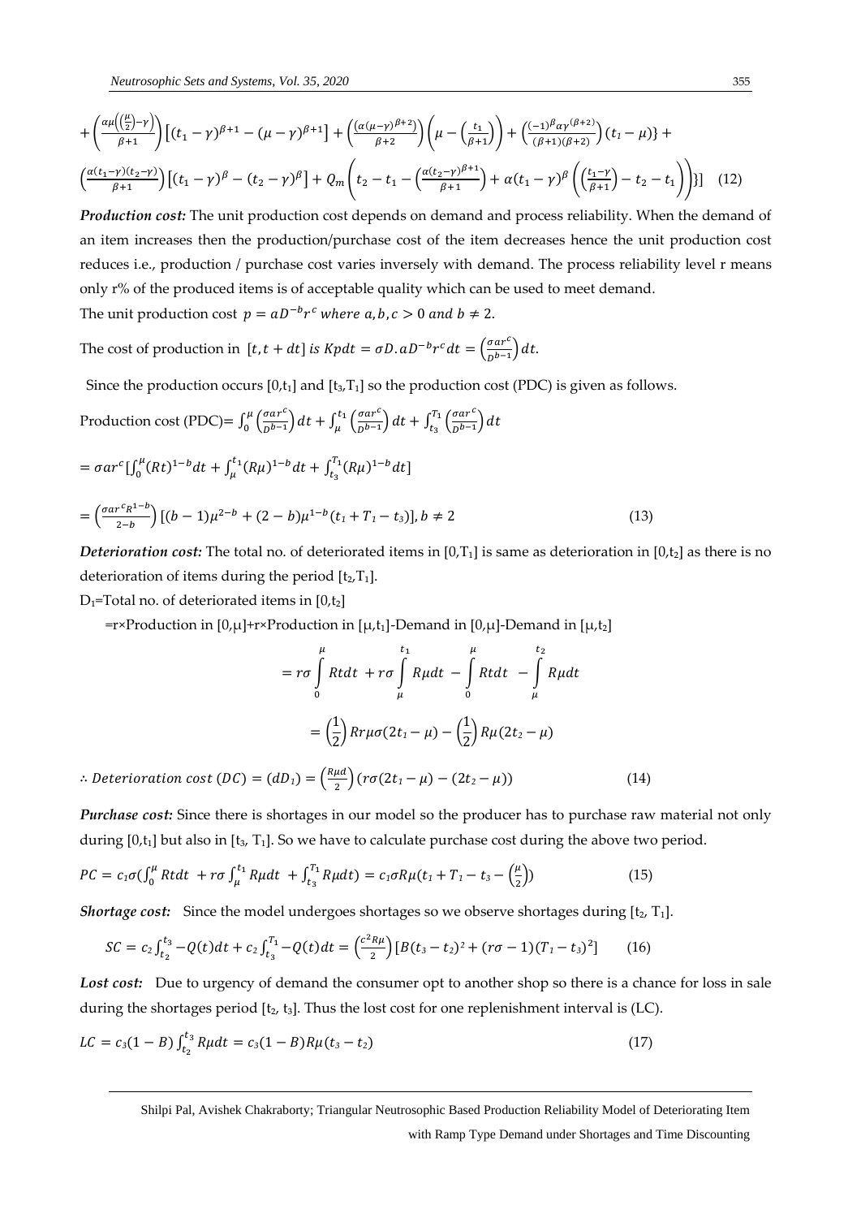$$+\left(\frac{\alpha\mu\left(\left(\frac{\mu}{2}\right)-\gamma\right)}{\beta+1}\right)\left[(t_1-\gamma)^{\beta+1}-(\mu-\gamma)^{\beta+1}\right]+\left(\frac{(\alpha(\mu-\gamma)^{\beta+2})}{\beta+2}\right)\left(\mu-\left(\frac{t_1}{\beta+1}\right)\right)+\left(\frac{(-1)^{\beta}\alpha\gamma^{(\beta+2)}}{(\beta+1)(\beta+2)}\right)(t_1-\mu)\}+$$

$$\left(\frac{\alpha(t_1-\gamma)(t_2-\gamma)}{\beta+1}\right)\left[(t_1-\gamma)^{\beta}-(t_2-\gamma)^{\beta}\right]+Q_m\left(t_2-t_1-\left(\frac{\alpha(t_2-\gamma)^{\beta+1}}{\beta+1}\right)+\alpha(t_1-\gamma)^{\beta}\left(\left(\frac{t_1-\gamma}{\beta+1}\right)-t_2-t_1\right)\right)\}] \quad (12)$$

***Production cost:*** The unit production cost depends on demand and process reliability. When the demand of an item increases then the production/purchase cost of the item decreases hence the unit production cost reduces i.e., production / purchase cost varies inversely with demand. The process reliability level r means only r% of the produced items is of acceptable quality which can be used to meet demand.

The unit production cost $p = aD^{-b}r^{c}$ *where* $a, b, c > 0$ *and* $b \neq 2$.

The cost of production in $[t, t+dt]$ *is* $Kpdt = \sigma D.aD^{-b}r^{c}dt = \left(\frac{\sigma a r^{c}}{D^{b-1}}\right)dt$.

Since the production occurs $[0,t_1]$ and $[t_3,T_1]$ so the production cost (PDC) is given as follows.

Production cost (PDC)= $\int_0^{\mu}\left(\frac{\sigma a r^{c}}{D^{b-1}}\right)dt+\int_{\mu}^{t_1}\left(\frac{\sigma a r^{c}}{D^{b-1}}\right)dt+\int_{t_3}^{T_1}\left(\frac{\sigma a r^{c}}{D^{b-1}}\right)dt$

$$= \sigma a r^{c}\left[\int_0^{\mu}(Rt)^{1-b}dt+\int_{\mu}^{t_1}(R\mu)^{1-b}dt+\int_{t_3}^{T_1}(R\mu)^{1-b}dt\right]$$

$$= \left(\frac{\sigma a r^{c}R^{1-b}}{2-b}\right)\left[(b-1)\mu^{2-b}+(2-b)\mu^{1-b}(t_1+T_1-t_3)\right], b\neq 2 \quad (13)$$

***Deterioration cost:*** The total no. of deteriorated items in $[0,T_1]$ is same as deterioration in $[0,t_2]$ as there is no deterioration of items during the period $[t_2,T_1]$.

$D_1$=Total no. of deteriorated items in $[0,t_2]$

=r×Production in $[0,\mu]$+r×Production in $[\mu,t_1]$-Demand in $[0,\mu]$-Demand in $[\mu,t_2]$

$$= r\sigma\int_0^{\mu}Rt\,dt + r\sigma\int_{\mu}^{t_1}R\mu\,dt - \int_0^{\mu}Rt\,dt - \int_{\mu}^{t_2}R\mu\,dt$$

$$= \left(\frac{1}{2}\right)Rr\mu\sigma(2t_1-\mu)-\left(\frac{1}{2}\right)R\mu(2t_2-\mu)$$

$$\therefore \text{Deterioration cost } (DC) = (dD_1) = \left(\frac{R\mu d}{2}\right)\left(r\sigma(2t_1-\mu)-(2t_2-\mu)\right) \quad (14)$$

***Purchase cost:*** Since there is shortages in our model so the producer has to purchase raw material not only during $[0,t_1]$ but also in $[t_3, T_1]$. So we have to calculate purchase cost during the above two period.

$$PC = c_1\sigma\left(\int_0^{\mu}Rt\,dt + r\sigma\int_{\mu}^{t_1}R\mu\,dt + \int_{t_3}^{T_1}R\mu\,dt\right) = c_1\sigma R\mu\left(t_1+T_1-t_3-\left(\frac{\mu}{2}\right)\right) \quad (15)$$

***Shortage cost:*** Since the model undergoes shortages so we observe shortages during $[t_2, T_1]$.

$$SC = c_2\int_{t_2}^{t_3}-Q(t)dt + c_2\int_{t_3}^{T_1}-Q(t)dt = \left(\frac{c^2 R\mu}{2}\right)\left[B(t_3-t_2)^2+(r\sigma-1)(T_1-t_3)^2\right] \quad (16)$$

***Lost cost:*** Due to urgency of demand the consumer opt to another shop so there is a chance for loss in sale during the shortages period $[t_2, t_3]$. Thus the lost cost for one replenishment interval is (LC).

$$LC = c_3(1-B)\int_{t_2}^{t_3}R\mu\,dt = c_3(1-B)R\mu(t_3-t_2) \quad (17)$$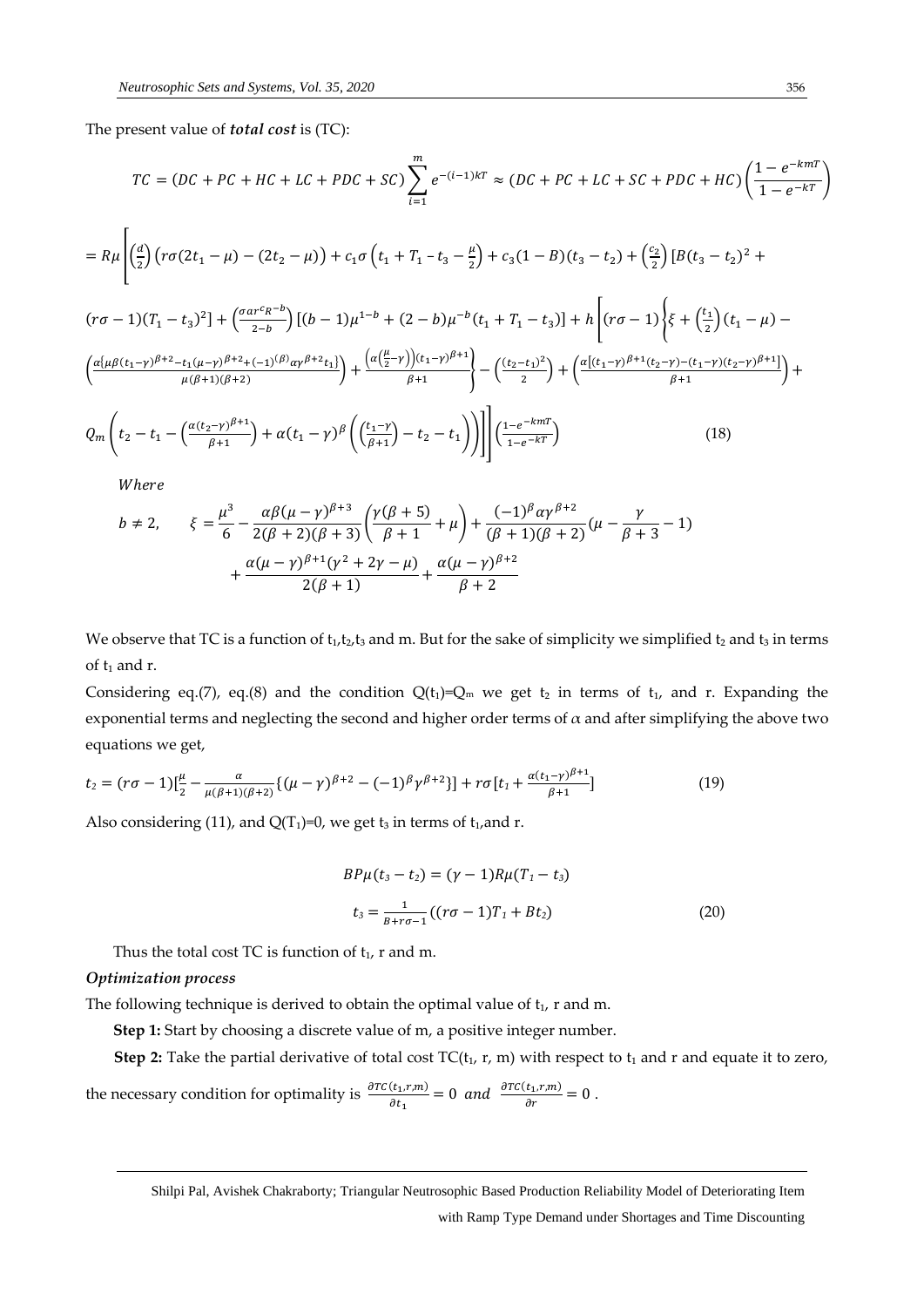The present value of ***total cost*** is (TC):

$$TC = (DC + PC + HC + LC + PDC + SC)\sum_{i=1}^{m} e^{-(i-1)kT} \approx (DC + PC + LC + SC + PDC + HC)\left(\frac{1-e^{-kmT}}{1-e^{-kT}}\right)$$

$$= R\mu\Bigg[\left(\frac{d}{2}\right)\left(r\sigma(2t_1-\mu)-(2t_2-\mu)\right)+c_1\sigma\left(t_1+T_1-t_3-\frac{\mu}{2}\right)+c_3(1-B)(t_3-t_2)+\left(\frac{c_2}{2}\right)[B(t_3-t_2)^2+$$

$$(r\sigma-1)(T_1-t_3)^2]+\left(\frac{\sigma a r^{c_R-b}}{2-b}\right)[(b-1)\mu^{1-b}+(2-b)\mu^{-b}(t_1+T_1-t_3)]+h\Bigg[(r\sigma-1)\Bigg\{\xi+\left(\frac{t_1}{2}\right)(t_1-\mu)-$$

$$\left(\frac{\alpha\{\mu\beta(t_1-\gamma)^{\beta+2}-t_1(\mu-\gamma)^{\beta+2}+(-1)^{(\beta)}\alpha\gamma^{\beta+2}t_1\}}{\mu(\beta+1)(\beta+2)}\right)+\frac{\left(\alpha\left(\frac{\mu}{2}-\gamma\right)\right)(t_1-\gamma)^{\beta+1}}{\beta+1}\Bigg\}-\left(\frac{(t_2-t_1)^2}{2}\right)+\left(\frac{\alpha\left[(t_1-\gamma)^{\beta+1}(t_2-\gamma)-(t_1-\gamma)(t_2-\gamma)^{\beta+1}\right]}{\beta+1}\right)+$$

$$Q_m\left(t_2-t_1-\left(\frac{\alpha(t_2-\gamma)^{\beta+1}}{\beta+1}\right)+\alpha(t_1-\gamma)^{\beta}\left(\left(\frac{t_1-\gamma}{\beta+1}\right)-t_2-t_1\right)\right)\Bigg]\Bigg]\left(\frac{1-e^{-kmT}}{1-e^{-kT}}\right) \tag{18}$$

*Where*

$$b \neq 2, \qquad \xi = \frac{\mu^3}{6} - \frac{\alpha\beta(\mu-\gamma)^{\beta+3}}{2(\beta+2)(\beta+3)}\left(\frac{\gamma(\beta+5)}{\beta+1}+\mu\right) + \frac{(-1)^{\beta}\alpha\gamma^{\beta+2}}{(\beta+1)(\beta+2)}\left(\mu-\frac{\gamma}{\beta+3}-1\right) + \frac{\alpha(\mu-\gamma)^{\beta+1}(\gamma^2+2\gamma-\mu)}{2(\beta+1)} + \frac{\alpha(\mu-\gamma)^{\beta+2}}{\beta+2}$$

We observe that TC is a function of $t_1, t_2, t_3$ and m. But for the sake of simplicity we simplified $t_2$ and $t_3$ in terms of $t_1$ and r.

Considering eq.(7), eq.(8) and the condition $Q(t_1)=Q_m$ we get $t_2$ in terms of $t_1$, and r. Expanding the exponential terms and neglecting the second and higher order terms of $\alpha$ and after simplifying the above two equations we get,

$$t_2 = (r\sigma-1)\left[\frac{\mu}{2}-\frac{\alpha}{\mu(\beta+1)(\beta+2)}\{(\mu-\gamma)^{\beta+2}-(-1)^{\beta}\gamma^{\beta+2}\}\right]+r\sigma\left[t_1+\frac{\alpha(t_1-\gamma)^{\beta+1}}{\beta+1}\right] \tag{19}$$

Also considering (11), and $Q(T_1)=0$, we get $t_3$ in terms of $t_1$, and r.

$$BP\mu(t_3-t_2) = (\gamma-1)R\mu(T_1-t_3)$$

$$t_3 = \frac{1}{B+r\sigma-1}\left((r\sigma-1)T_1+Bt_2\right) \tag{20}$$

Thus the total cost TC is function of $t_1$, r and m.

***Optimization process***

The following technique is derived to obtain the optimal value of $t_1$, r and m.

**Step 1:** Start by choosing a discrete value of m, a positive integer number.

**Step 2:** Take the partial derivative of total cost $TC(t_1, r, m)$ with respect to $t_1$ and r and equate it to zero, the necessary condition for optimality is $\frac{\partial TC(t_1,r,m)}{\partial t_1} = 0$ *and* $\frac{\partial TC(t_1,r,m)}{\partial r} = 0$.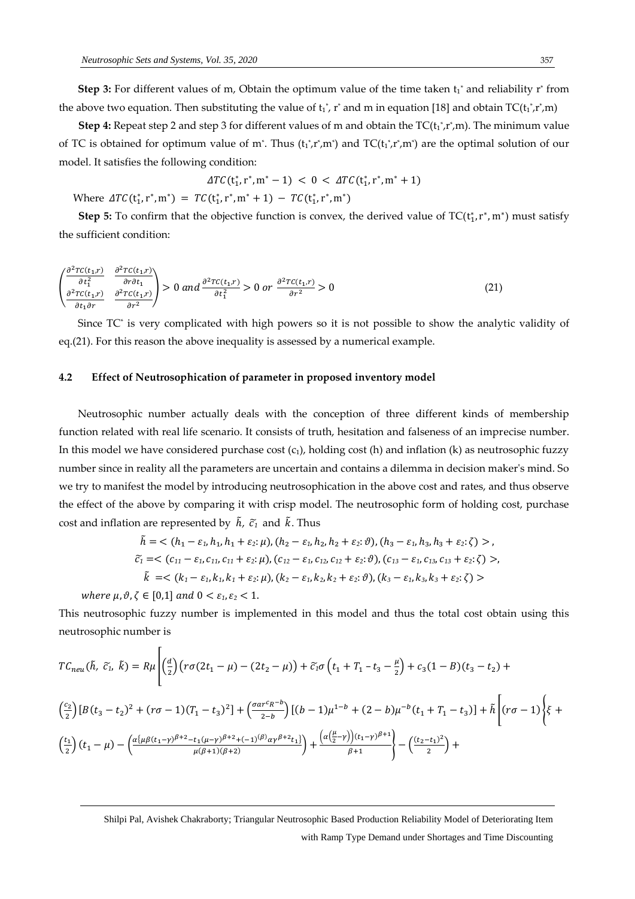**Step 3:** For different values of m, Obtain the optimum value of the time taken $t_1^*$ and reliability $r^*$ from the above two equation. Then substituting the value of $t_1^*$, $r^*$ and m in equation [18] and obtain $TC(t_1^*,r^*,m)$

**Step 4:** Repeat step 2 and step 3 for different values of m and obtain the $TC(t_1^*,r^*,m)$. The minimum value of TC is obtained for optimum value of $m^*$. Thus $(t_1^*,r^*,m^*)$ and $TC(t_1^*,r^*,m^*)$ are the optimal solution of our model. It satisfies the following condition:

$$\Delta TC(t_1^*, r^*, m^* - 1) < 0 < \Delta TC(t_1^*, r^*, m^* + 1)$$

Where $\Delta TC(t_1^*, r^*, m^*) = TC(t_1^*, r^*, m^* + 1) - TC(t_1^*, r^*, m^*)$

**Step 5:** To confirm that the objective function is convex, the derived value of $TC(t_1^*, r^*, m^*)$ must satisfy the sufficient condition:

$$\begin{pmatrix} \frac{\partial^2 TC(t_1,r)}{\partial t_1^2} & \frac{\partial^2 TC(t_1,r)}{\partial r \partial t_1} \\ \frac{\partial^2 TC(t_1,r)}{\partial t_1 \partial r} & \frac{\partial^2 TC(t_1,r)}{\partial r^2} \end{pmatrix} > 0 \text{ and } \frac{\partial^2 TC(t_1,r)}{\partial t_1^2} > 0 \text{ or } \frac{\partial^2 TC(t_1,r)}{\partial r^2} > 0 \tag{21}$$

Since $TC^*$ is very complicated with high powers so it is not possible to show the analytic validity of eq.(21). For this reason the above inequality is assessed by a numerical example.

### 4.2 Effect of Neutrosophication of parameter in proposed inventory model

Neutrosophic number actually deals with the conception of three different kinds of membership function related with real life scenario. It consists of truth, hesitation and falseness of an imprecise number. In this model we have considered purchase cost ($c_1$), holding cost (h) and inflation (k) as neutrosophic fuzzy number since in reality all the parameters are uncertain and contains a dilemma in decision maker's mind. So we try to manifest the model by introducing neutrosophication in the above cost and rates, and thus observe the effect of the above by comparing it with crisp model. The neutrosophic form of holding cost, purchase cost and inflation are represented by $\tilde{h}$, $\tilde{c_1}$ and $\tilde{k}$. Thus

$$\tilde{h} = <(h_1 - \varepsilon_1, h_1, h_1 + \varepsilon_2 : \mu), (h_2 - \varepsilon_1, h_2, h_2 + \varepsilon_2 : \vartheta), (h_3 - \varepsilon_1, h_3, h_3 + \varepsilon_2 : \zeta)>,$$

$$\tilde{c_1} = <(c_{11} - \varepsilon_1, c_{11}, c_{11} + \varepsilon_2 : \mu), (c_{12} - \varepsilon_1, c_{12}, c_{12} + \varepsilon_2 : \vartheta), (c_{13} - \varepsilon_1, c_{13}, c_{13} + \varepsilon_2 : \zeta)>,$$

$$\tilde{k} = <(k_1 - \varepsilon_1, k_1, k_1 + \varepsilon_2 : \mu), (k_2 - \varepsilon_1, k_2, k_2 + \varepsilon_2 : \vartheta), (k_3 - \varepsilon_1, k_3, k_3 + \varepsilon_2 : \zeta)>$$

*where* $\mu, \vartheta, \zeta \in [0,1]$ *and* $0 < \varepsilon_1, \varepsilon_2 < 1$.

This neutrosophic fuzzy number is implemented in this model and thus the total cost obtain using this neutrosophic number is

$$TC_{neu}(\tilde{h}, \tilde{c_1}, \tilde{k}) = R\mu \Bigg[ \left(\frac{d}{2}\right)\left(r\sigma(2t_1 - \mu) - (2t_2 - \mu)\right) + \tilde{c_1}\sigma\left(t_1 + T_1 - t_3 - \frac{\mu}{2}\right) + c_3(1-B)(t_3 - t_2) +$$

$$\left(\frac{c_2}{2}\right)\left[B(t_3 - t_2)^2 + (r\sigma - 1)(T_1 - t_3)^2\right] + \left(\frac{\sigma a r^c R^{-b}}{2-b}\right)\left[(b-1)\mu^{1-b} + (2-b)\mu^{-b}(t_1 + T_1 - t_3)\right] + \tilde{h}\Bigg[(r\sigma - 1)\Bigg\{\xi +$$

$$\left(\frac{t_1}{2}\right)(t_1 - \mu) - \left(\frac{\alpha\{\mu\beta(t_1-\gamma)^{\beta+2} - t_1(\mu-\gamma)^{\beta+2} + (-1)^{(\beta)}\alpha\gamma^{\beta+2}t_1\}}{\mu(\beta+1)(\beta+2)}\right) + \frac{\left(\alpha\left(\frac{\mu}{2}-\gamma\right)\right)(t_1-\gamma)^{\beta+1}}{\beta+1}\Bigg\} - \left(\frac{(t_2-t_1)^2}{2}\right) +$$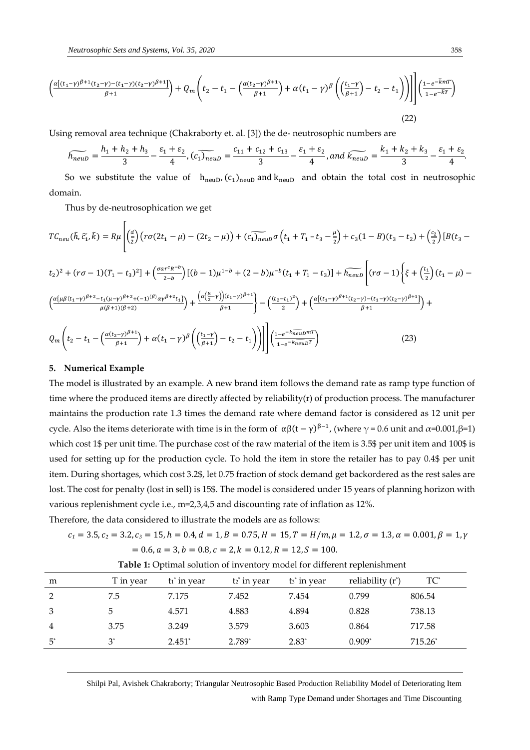$$\left(\frac{\alpha[(t_1-\gamma)^{\beta+1}(t_2-\gamma)-(t_1-\gamma)(t_2-\gamma)^{\beta+1}]}{\beta+1}\right)+Q_m\left(t_2-t_1-\left(\frac{\alpha(t_2-\gamma)^{\beta+1}}{\beta+1}\right)+\alpha(t_1-\gamma)^{\beta}\left(\left(\frac{t_1-\gamma}{\beta+1}\right)-t_2-t_1\right)\right)\Bigg]\Bigg]\left(\frac{1-e^{-\bar{k}mT}}{1-e^{-\bar{k}T}}\right) \tag{22}$$

Using removal area technique (Chakraborty et. al. [3]) the de- neutrosophic numbers are

$$\widetilde{h_{neuD}}=\frac{h_1+h_2+h_3}{3}-\frac{\varepsilon_1+\varepsilon_2}{4},\ \widetilde{(c_1)_{neuD}}=\frac{c_{11}+c_{12}+c_{13}}{3}-\frac{\varepsilon_1+\varepsilon_2}{4},\ and\ \widetilde{k_{neuD}}=\frac{k_1+k_2+k_3}{3}-\frac{\varepsilon_1+\varepsilon_2}{4}.$$

So we substitute the value of $h_{neuD}, (c_1)_{neuD}$ and $k_{neuD}$ and obtain the total cost in neutrosophic domain.

Thus by de-neutrosophication we get

$$TC_{neu}(\tilde{h},\tilde{c_1},\tilde{k})=R\mu\Bigg[\left(\frac{d}{2}\right)\left(r\sigma(2t_1-\mu)-(2t_2-\mu)\right)+\widetilde{(c_1)_{neuD}}\,\sigma\left(t_1+T_1-t_3-\frac{\mu}{2}\right)+c_3(1-B)(t_3-t_2)+\left(\frac{c_2}{2}\right)[B(t_3-t_2)^2+(r\sigma-1)(T_1-t_3)^2]+\left(\frac{\sigma a r^{c}R^{-b}}{2-b}\right)[(b-1)\mu^{1-b}+(2-b)\mu^{-b}(t_1+T_1-t_3)]+\widetilde{h_{neuD}}\Bigg[(r\sigma-1)\left\{\xi+\left(\frac{t_1}{2}\right)(t_1-\mu)-\left(\frac{\alpha\{\mu\beta(t_1-\gamma)^{\beta+2}-t_1(\mu-\gamma)^{\beta+2}+(-1)^{(\beta)}\alpha\gamma^{\beta+2}t_1\}}{\mu(\beta+1)(\beta+2)}\right)+\frac{\left(\alpha\left(\frac{\mu}{2}-\gamma\right)\right)(t_1-\gamma)^{\beta+1}}{\beta+1}\right\}-\left(\frac{(t_2-t_1)^2}{2}\right)+\left(\frac{\alpha[(t_1-\gamma)^{\beta+1}(t_2-\gamma)-(t_1-\gamma)(t_2-\gamma)^{\beta+1}]}{\beta+1}\right)+Q_m\left(t_2-t_1-\left(\frac{\alpha(t_2-\gamma)^{\beta+1}}{\beta+1}\right)+\alpha(t_1-\gamma)^{\beta}\left(\left(\frac{t_1-\gamma}{\beta+1}\right)-t_2-t_1\right)\right)\Bigg]\Bigg]\left(\frac{1-e^{-\widetilde{k_{neuD}}mT}}{1-e^{-\widetilde{k_{neuD}}T}}\right) \tag{23}$$

## 5. Numerical Example

The model is illustrated by an example. A new brand item follows the demand rate as ramp type function of time where the produced items are directly affected by reliability(r) of production process. The manufacturer maintains the production rate 1.3 times the demand rate where demand factor is considered as 12 unit per cycle. Also the items deteriorate with time is in the form of $\alpha\beta(t-\gamma)^{\beta-1}$, (where $\gamma$ = 0.6 unit and $\alpha$=0.001,$\beta$=1) which cost 1$ per unit time. The purchase cost of the raw material of the item is 3.5$ per unit item and 100$ is used for setting up for the production cycle. To hold the item in store the retailer has to pay 0.4$ per unit item. During shortages, which cost 3.2$, let 0.75 fraction of stock demand get backordered as the rest sales are lost. The cost for penalty (lost in sell) is 15$. The model is considered under 15 years of planning horizon with various replenishment cycle i.e., m=2,3,4,5 and discounting rate of inflation as 12%.

Therefore, the data considered to illustrate the models are as follows:

$$c_1 = 3.5, c_2 = 3.2, c_3 = 15, h = 0.4, d = 1, B = 0.75, H = 15, T = H/m, \mu = 1.2, \sigma = 1.3, \alpha = 0.001, \beta = 1, \gamma = 0.6, a = 3, b = 0.8, c = 2, k = 0.12, R = 12, S = 100.$$

**Table 1:** Optimal solution of inventory model for different replenishment

| m | T in year | $t_1^*$ in year | $t_2^*$ in year | $t_3^*$ in year | reliability ($r^*$) | TC* |
|---|---|---|---|---|---|---|
| 2 | 7.5 | 7.175 | 7.452 | 7.454 | 0.799 | 806.54 |
| 3 | 5 | 4.571 | 4.883 | 4.894 | 0.828 | 738.13 |
| 4 | 3.75 | 3.249 | 3.579 | 3.603 | 0.864 | 717.58 |
| 5* | 3* | 2.451* | 2.789* | 2.83* | 0.909* | 715.26* |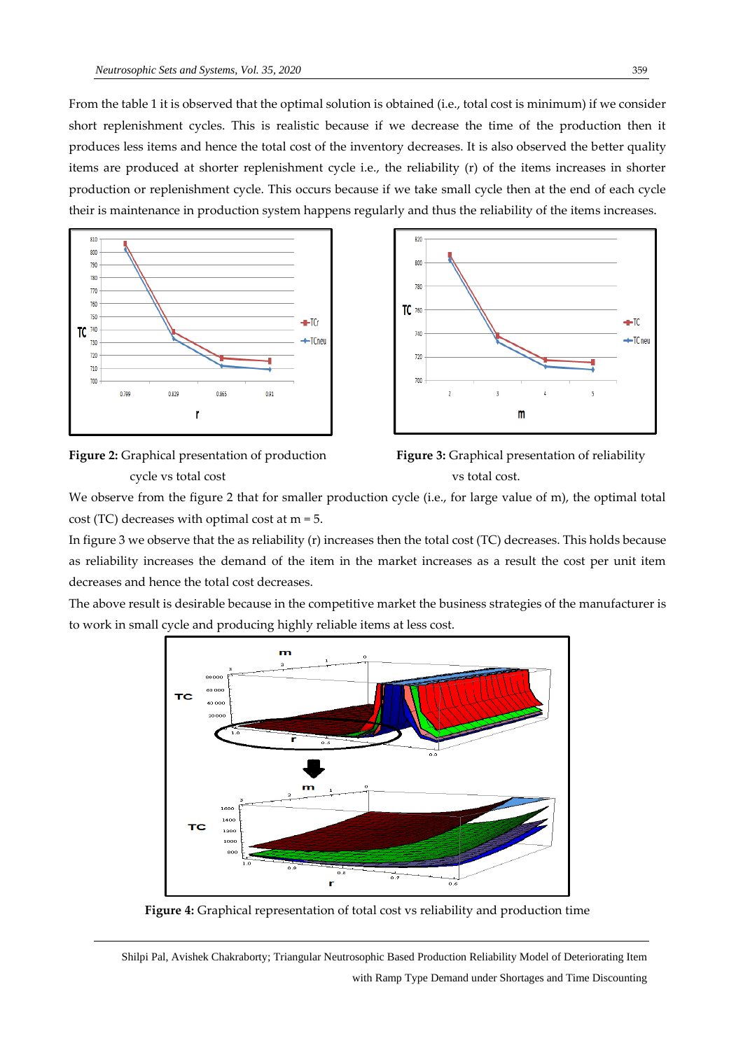From the table 1 it is observed that the optimal solution is obtained (i.e., total cost is minimum) if we consider short replenishment cycles. This is realistic because if we decrease the time of the production then it produces less items and hence the total cost of the inventory decreases. It is also observed the better quality items are produced at shorter replenishment cycle i.e., the reliability (r) of the items increases in shorter production or replenishment cycle. This occurs because if we take small cycle then at the end of each cycle their is maintenance in production system happens regularly and thus the reliability of the items increases.

**Figure 2:** Graphical presentation of production cycle vs total cost

**Figure 3:** Graphical presentation of reliability vs total cost.

We observe from the figure 2 that for smaller production cycle (i.e., for large value of m), the optimal total cost (TC) decreases with optimal cost at m = 5.

In figure 3 we observe that the as reliability (r) increases then the total cost (TC) decreases. This holds because as reliability increases the demand of the item in the market increases as a result the cost per unit item decreases and hence the total cost decreases.

The above result is desirable because in the competitive market the business strategies of the manufacturer is to work in small cycle and producing highly reliable items at less cost.

**Figure 4:** Graphical representation of total cost vs reliability and production time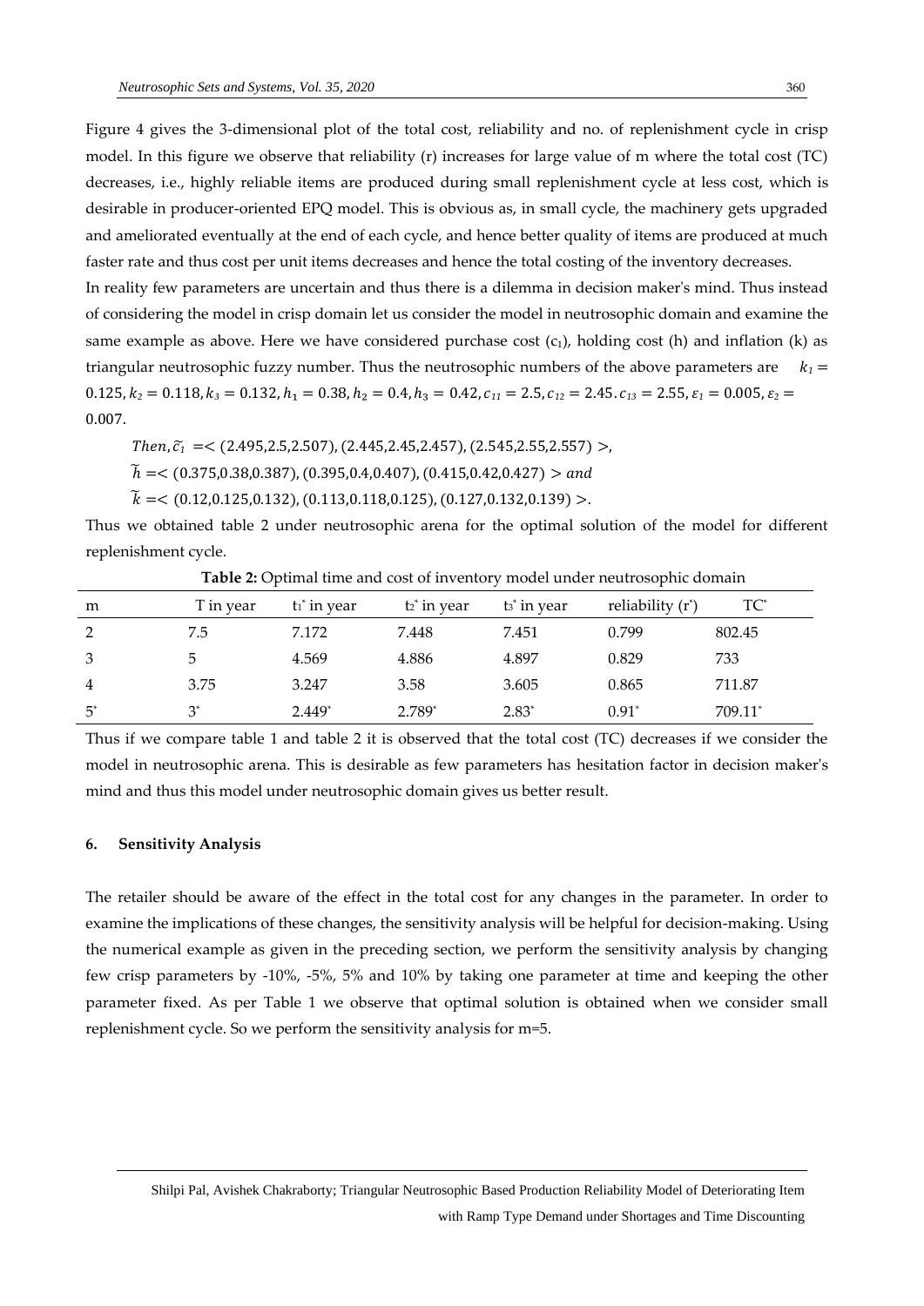Figure 4 gives the 3-dimensional plot of the total cost, reliability and no. of replenishment cycle in crisp model. In this figure we observe that reliability (r) increases for large value of m where the total cost (TC) decreases, i.e., highly reliable items are produced during small replenishment cycle at less cost, which is desirable in producer-oriented EPQ model. This is obvious as, in small cycle, the machinery gets upgraded and ameliorated eventually at the end of each cycle, and hence better quality of items are produced at much faster rate and thus cost per unit items decreases and hence the total costing of the inventory decreases.

In reality few parameters are uncertain and thus there is a dilemma in decision maker's mind. Thus instead of considering the model in crisp domain let us consider the model in neutrosophic domain and examine the same example as above. Here we have considered purchase cost ($c_1$), holding cost (h) and inflation (k) as triangular neutrosophic fuzzy number. Thus the neutrosophic numbers of the above parameters are $k_1 = 0.125, k_2 = 0.118, k_3 = 0.132, h_1 = 0.38, h_2 = 0.4, h_3 = 0.42, c_{11} = 2.5, c_{12} = 2.45. c_{13} = 2.55, \varepsilon_1 = 0.005, \varepsilon_2 = 0.007$.

$Then, \widetilde{c_1} = <(2.495, 2.5, 2.507), (2.445, 2.45, 2.457), (2.545, 2.55, 2.557)>$,

$\widetilde{h} = <(0.375, 0.38, 0.387), (0.395, 0.4, 0.407), (0.415, 0.42, 0.427)>$ $and$

$\widetilde{k} = <(0.12, 0.125, 0.132), (0.113, 0.118, 0.125), (0.127, 0.132, 0.139)>$.

Thus we obtained table 2 under neutrosophic arena for the optimal solution of the model for different replenishment cycle.

**Table 2:** Optimal time and cost of inventory model under neutrosophic domain

| m | T in year | $t_1^*$ in year | $t_2^*$ in year | $t_3^*$ in year | reliability ($r^*$) | $TC^*$ |
|---|---|---|---|---|---|---|
| 2 | 7.5 | 7.172 | 7.448 | 7.451 | 0.799 | 802.45 |
| 3 | 5 | 4.569 | 4.886 | 4.897 | 0.829 | 733 |
| 4 | 3.75 | 3.247 | 3.58 | 3.605 | 0.865 | 711.87 |
| $5^*$ | $3^*$ | $2.449^*$ | $2.789^*$ | $2.83^*$ | $0.91^*$ | $709.11^*$ |

Thus if we compare table 1 and table 2 it is observed that the total cost (TC) decreases if we consider the model in neutrosophic arena. This is desirable as few parameters has hesitation factor in decision maker's mind and thus this model under neutrosophic domain gives us better result.

## 6. Sensitivity Analysis

The retailer should be aware of the effect in the total cost for any changes in the parameter. In order to examine the implications of these changes, the sensitivity analysis will be helpful for decision-making. Using the numerical example as given in the preceding section, we perform the sensitivity analysis by changing few crisp parameters by -10%, -5%, 5% and 10% by taking one parameter at time and keeping the other parameter fixed. As per Table 1 we observe that optimal solution is obtained when we consider small replenishment cycle. So we perform the sensitivity analysis for m=5.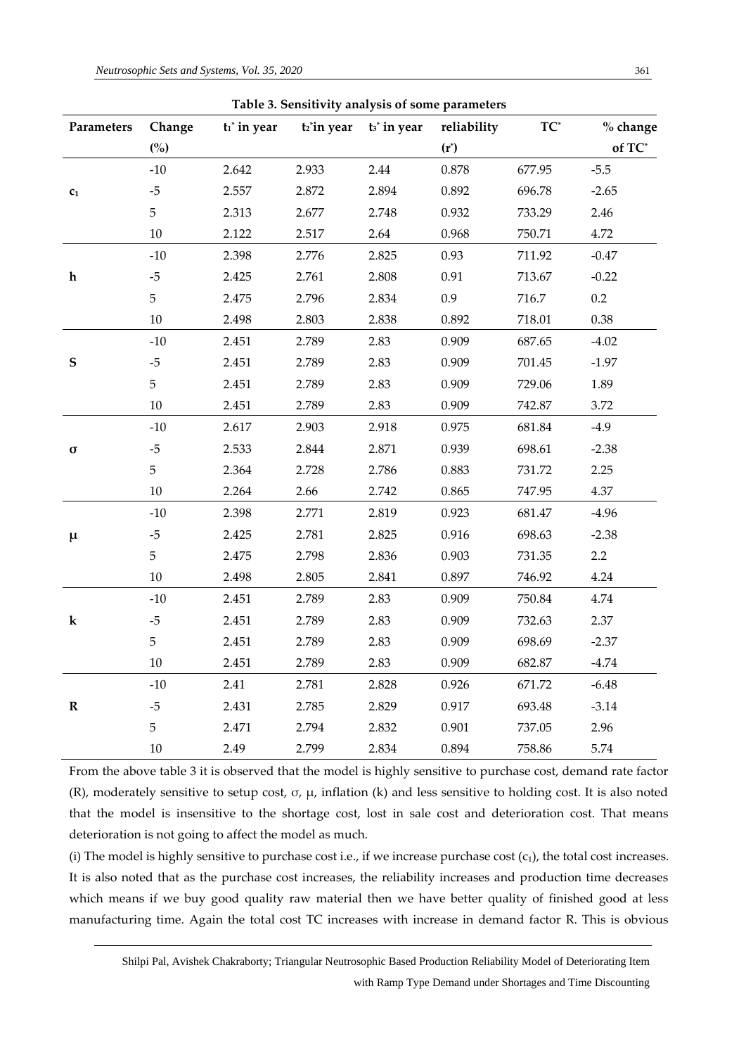**Table 3. Sensitivity analysis of some parameters**

| Parameters | Change (%) | $t_1^*$ in year | $t_2^*$in year | $t_3^*$ in year | reliability ($r^*$) | $TC^*$ | % change of $TC^*$ |
|---|---|---|---|---|---|---|---|
| $c_1$ | -10 | 2.642 | 2.933 | 2.44 | 0.878 | 677.95 | -5.5 |
| | -5 | 2.557 | 2.872 | 2.894 | 0.892 | 696.78 | -2.65 |
| | 5 | 2.313 | 2.677 | 2.748 | 0.932 | 733.29 | 2.46 |
| | 10 | 2.122 | 2.517 | 2.64 | 0.968 | 750.71 | 4.72 |
| h | -10 | 2.398 | 2.776 | 2.825 | 0.93 | 711.92 | -0.47 |
| | -5 | 2.425 | 2.761 | 2.808 | 0.91 | 713.67 | -0.22 |
| | 5 | 2.475 | 2.796 | 2.834 | 0.9 | 716.7 | 0.2 |
| | 10 | 2.498 | 2.803 | 2.838 | 0.892 | 718.01 | 0.38 |
| S | -10 | 2.451 | 2.789 | 2.83 | 0.909 | 687.65 | -4.02 |
| | -5 | 2.451 | 2.789 | 2.83 | 0.909 | 701.45 | -1.97 |
| | 5 | 2.451 | 2.789 | 2.83 | 0.909 | 729.06 | 1.89 |
| | 10 | 2.451 | 2.789 | 2.83 | 0.909 | 742.87 | 3.72 |
| $\sigma$ | -10 | 2.617 | 2.903 | 2.918 | 0.975 | 681.84 | -4.9 |
| | -5 | 2.533 | 2.844 | 2.871 | 0.939 | 698.61 | -2.38 |
| | 5 | 2.364 | 2.728 | 2.786 | 0.883 | 731.72 | 2.25 |
| | 10 | 2.264 | 2.66 | 2.742 | 0.865 | 747.95 | 4.37 |
| $\mu$ | -10 | 2.398 | 2.771 | 2.819 | 0.923 | 681.47 | -4.96 |
| | -5 | 2.425 | 2.781 | 2.825 | 0.916 | 698.63 | -2.38 |
| | 5 | 2.475 | 2.798 | 2.836 | 0.903 | 731.35 | 2.2 |
| | 10 | 2.498 | 2.805 | 2.841 | 0.897 | 746.92 | 4.24 |
| k | -10 | 2.451 | 2.789 | 2.83 | 0.909 | 750.84 | 4.74 |
| | -5 | 2.451 | 2.789 | 2.83 | 0.909 | 732.63 | 2.37 |
| | 5 | 2.451 | 2.789 | 2.83 | 0.909 | 698.69 | -2.37 |
| | 10 | 2.451 | 2.789 | 2.83 | 0.909 | 682.87 | -4.74 |
| R | -10 | 2.41 | 2.781 | 2.828 | 0.926 | 671.72 | -6.48 |
| | -5 | 2.431 | 2.785 | 2.829 | 0.917 | 693.48 | -3.14 |
| | 5 | 2.471 | 2.794 | 2.832 | 0.901 | 737.05 | 2.96 |
| | 10 | 2.49 | 2.799 | 2.834 | 0.894 | 758.86 | 5.74 |

From the above table 3 it is observed that the model is highly sensitive to purchase cost, demand rate factor (R), moderately sensitive to setup cost, $\sigma$, $\mu$, inflation (k) and less sensitive to holding cost. It is also noted that the model is insensitive to the shortage cost, lost in sale cost and deterioration cost. That means deterioration is not going to affect the model as much.

(i) The model is highly sensitive to purchase cost i.e., if we increase purchase cost ($c_1$), the total cost increases. It is also noted that as the purchase cost increases, the reliability increases and production time decreases which means if we buy good quality raw material then we have better quality of finished good at less manufacturing time. Again the total cost TC increases with increase in demand factor R. This is obvious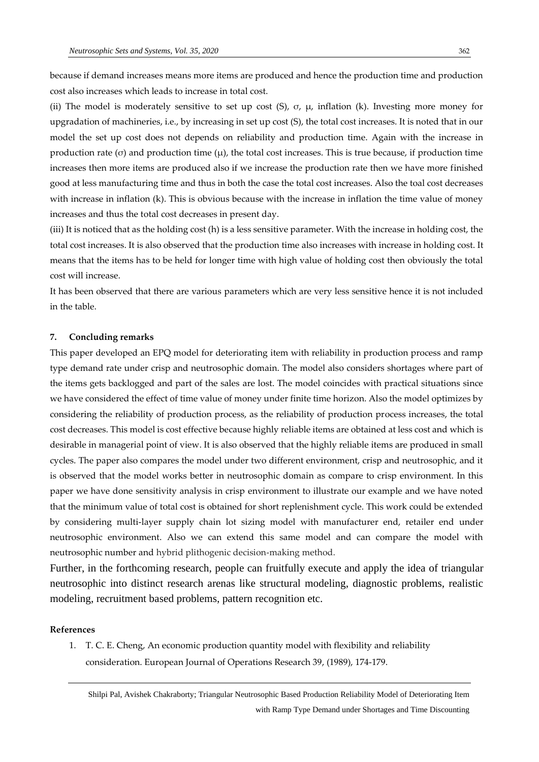because if demand increases means more items are produced and hence the production time and production cost also increases which leads to increase in total cost.

(ii) The model is moderately sensitive to set up cost (S), $\sigma$, $\mu$, inflation (k). Investing more money for upgradation of machineries, i.e., by increasing in set up cost (S), the total cost increases. It is noted that in our model the set up cost does not depends on reliability and production time. Again with the increase in production rate ($\sigma$) and production time ($\mu$), the total cost increases. This is true because, if production time increases then more items are produced also if we increase the production rate then we have more finished good at less manufacturing time and thus in both the case the total cost increases. Also the toal cost decreases with increase in inflation (k). This is obvious because with the increase in inflation the time value of money increases and thus the total cost decreases in present day.

(iii) It is noticed that as the holding cost (h) is a less sensitive parameter. With the increase in holding cost, the total cost increases. It is also observed that the production time also increases with increase in holding cost. It means that the items has to be held for longer time with high value of holding cost then obviously the total cost will increase.

It has been observed that there are various parameters which are very less sensitive hence it is not included in the table.

## 7. Concluding remarks

This paper developed an EPQ model for deteriorating item with reliability in production process and ramp type demand rate under crisp and neutrosophic domain. The model also considers shortages where part of the items gets backlogged and part of the sales are lost. The model coincides with practical situations since we have considered the effect of time value of money under finite time horizon. Also the model optimizes by considering the reliability of production process, as the reliability of production process increases, the total cost decreases. This model is cost effective because highly reliable items are obtained at less cost and which is desirable in managerial point of view. It is also observed that the highly reliable items are produced in small cycles. The paper also compares the model under two different environment, crisp and neutrosophic, and it is observed that the model works better in neutrosophic domain as compare to crisp environment. In this paper we have done sensitivity analysis in crisp environment to illustrate our example and we have noted that the minimum value of total cost is obtained for short replenishment cycle. This work could be extended by considering multi-layer supply chain lot sizing model with manufacturer end, retailer end under neutrosophic environment. Also we can extend this same model and can compare the model with neutrosophic number and hybrid plithogenic decision-making method.

Further, in the forthcoming research, people can fruitfully execute and apply the idea of triangular neutrosophic into distinct research arenas like structural modeling, diagnostic problems, realistic modeling, recruitment based problems, pattern recognition etc.

### References

1. T. C. E. Cheng, An economic production quantity model with flexibility and reliability consideration. European Journal of Operations Research 39, (1989), 174-179.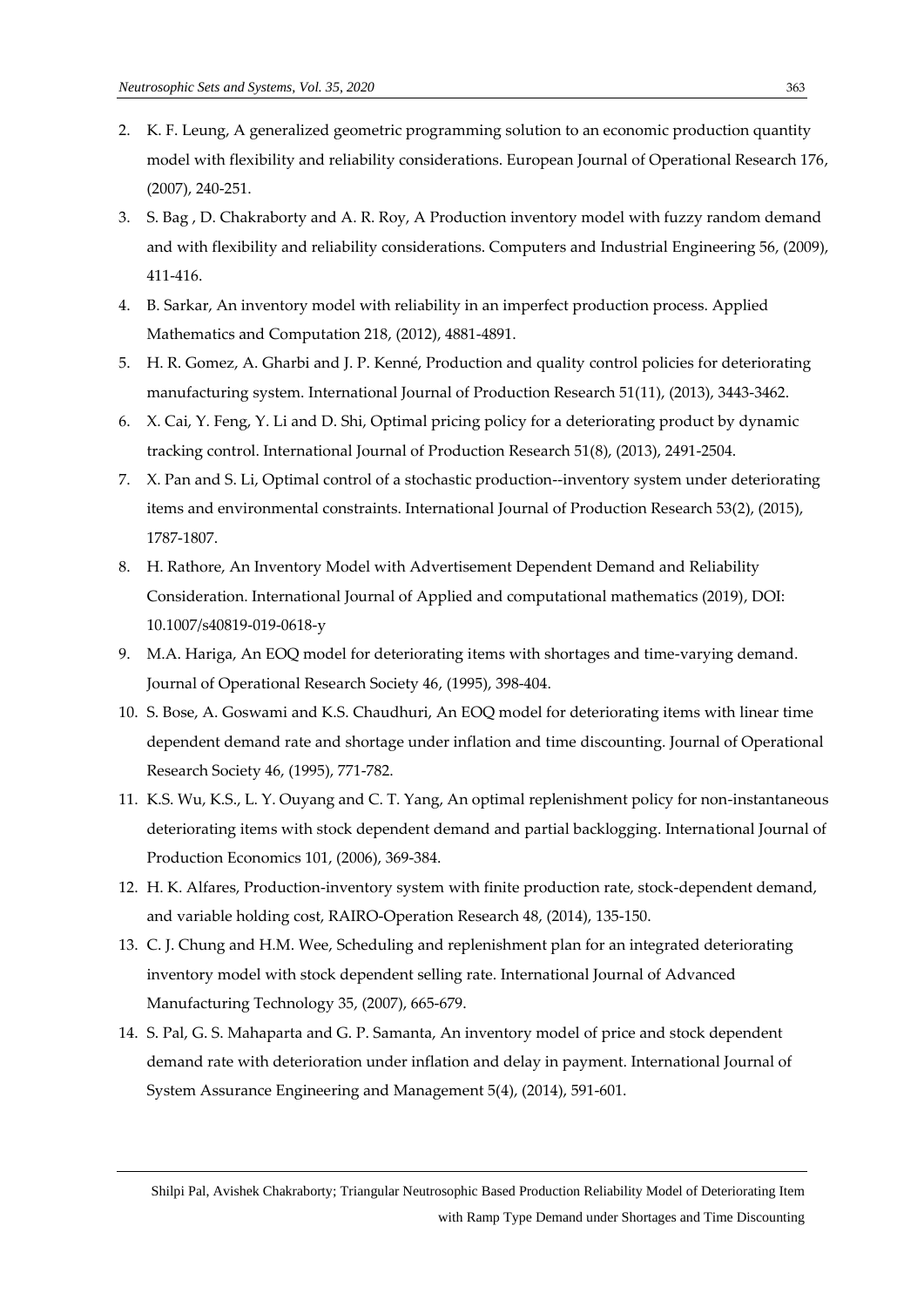2. K. F. Leung, A generalized geometric programming solution to an economic production quantity model with flexibility and reliability considerations. European Journal of Operational Research 176, (2007), 240-251.
3. S. Bag , D. Chakraborty and A. R. Roy, A Production inventory model with fuzzy random demand and with flexibility and reliability considerations. Computers and Industrial Engineering 56, (2009), 411-416.
4. B. Sarkar, An inventory model with reliability in an imperfect production process. Applied Mathematics and Computation 218, (2012), 4881-4891.
5. H. R. Gomez, A. Gharbi and J. P. Kenné, Production and quality control policies for deteriorating manufacturing system. International Journal of Production Research 51(11), (2013), 3443-3462.
6. X. Cai, Y. Feng, Y. Li and D. Shi, Optimal pricing policy for a deteriorating product by dynamic tracking control. International Journal of Production Research 51(8), (2013), 2491-2504.
7. X. Pan and S. Li, Optimal control of a stochastic production--inventory system under deteriorating items and environmental constraints. International Journal of Production Research 53(2), (2015), 1787-1807.
8. H. Rathore, An Inventory Model with Advertisement Dependent Demand and Reliability Consideration. International Journal of Applied and computational mathematics (2019), DOI: 10.1007/s40819-019-0618-y
9. M.A. Hariga, An EOQ model for deteriorating items with shortages and time-varying demand. Journal of Operational Research Society 46, (1995), 398-404.
10. S. Bose, A. Goswami and K.S. Chaudhuri, An EOQ model for deteriorating items with linear time dependent demand rate and shortage under inflation and time discounting. Journal of Operational Research Society 46, (1995), 771-782.
11. K.S. Wu, K.S., L. Y. Ouyang and C. T. Yang, An optimal replenishment policy for non-instantaneous deteriorating items with stock dependent demand and partial backlogging. International Journal of Production Economics 101, (2006), 369-384.
12. H. K. Alfares, Production-inventory system with finite production rate, stock-dependent demand, and variable holding cost, RAIRO-Operation Research 48, (2014), 135-150.
13. C. J. Chung and H.M. Wee, Scheduling and replenishment plan for an integrated deteriorating inventory model with stock dependent selling rate. International Journal of Advanced Manufacturing Technology 35, (2007), 665-679.
14. S. Pal, G. S. Mahaparta and G. P. Samanta, An inventory model of price and stock dependent demand rate with deterioration under inflation and delay in payment. International Journal of System Assurance Engineering and Management 5(4), (2014), 591-601.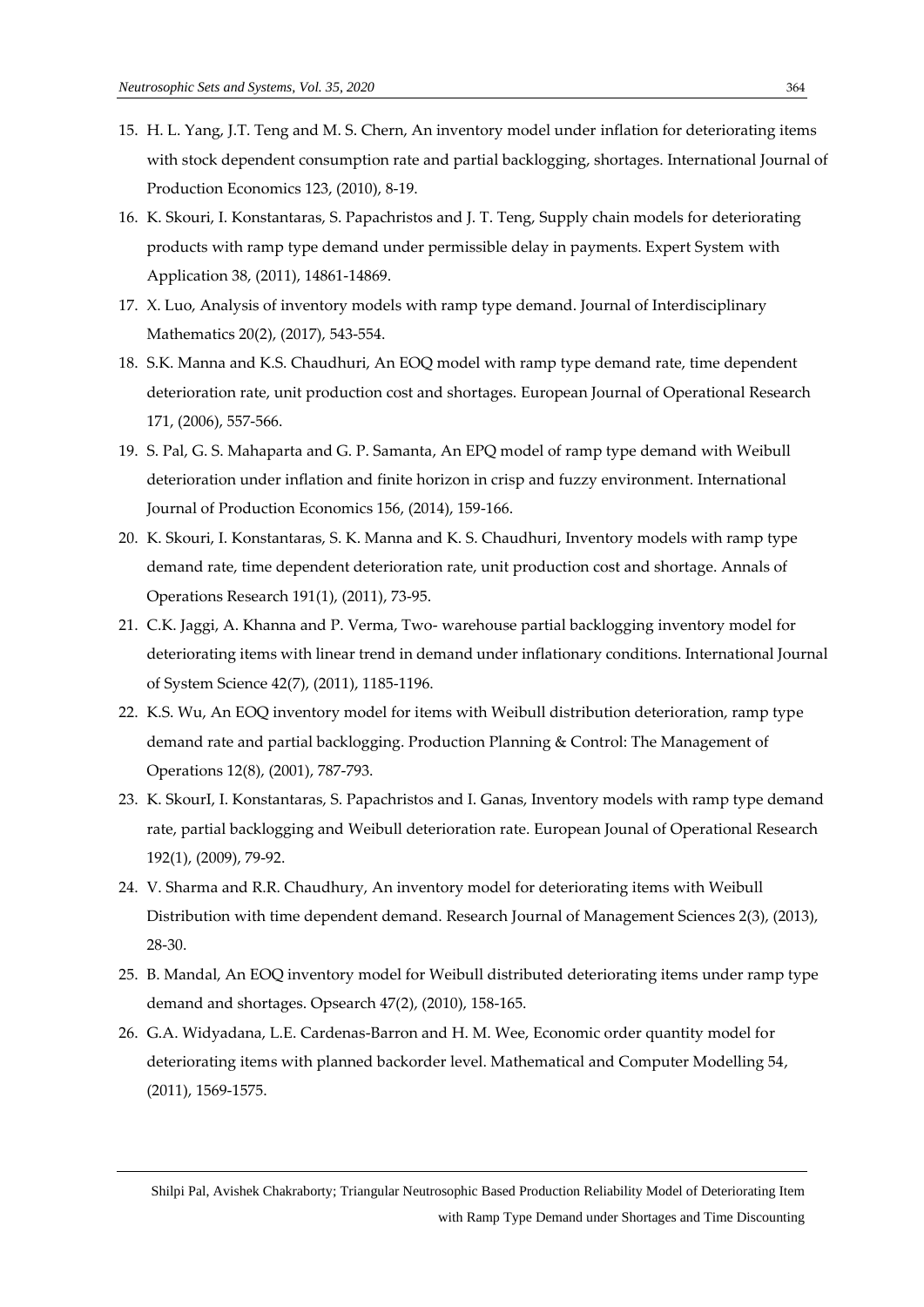15. H. L. Yang, J.T. Teng and M. S. Chern, An inventory model under inflation for deteriorating items with stock dependent consumption rate and partial backlogging, shortages. International Journal of Production Economics 123, (2010), 8-19.
16. K. Skouri, I. Konstantaras, S. Papachristos and J. T. Teng, Supply chain models for deteriorating products with ramp type demand under permissible delay in payments. Expert System with Application 38, (2011), 14861-14869.
17. X. Luo, Analysis of inventory models with ramp type demand. Journal of Interdisciplinary Mathematics 20(2), (2017), 543-554.
18. S.K. Manna and K.S. Chaudhuri, An EOQ model with ramp type demand rate, time dependent deterioration rate, unit production cost and shortages. European Journal of Operational Research 171, (2006), 557-566.
19. S. Pal, G. S. Mahaparta and G. P. Samanta, An EPQ model of ramp type demand with Weibull deterioration under inflation and finite horizon in crisp and fuzzy environment. International Journal of Production Economics 156, (2014), 159-166.
20. K. Skouri, I. Konstantaras, S. K. Manna and K. S. Chaudhuri, Inventory models with ramp type demand rate, time dependent deterioration rate, unit production cost and shortage. Annals of Operations Research 191(1), (2011), 73-95.
21. C.K. Jaggi, A. Khanna and P. Verma, Two- warehouse partial backlogging inventory model for deteriorating items with linear trend in demand under inflationary conditions. International Journal of System Science 42(7), (2011), 1185-1196.
22. K.S. Wu, An EOQ inventory model for items with Weibull distribution deterioration, ramp type demand rate and partial backlogging. Production Planning & Control: The Management of Operations 12(8), (2001), 787-793.
23. K. SkourI, I. Konstantaras, S. Papachristos and I. Ganas, Inventory models with ramp type demand rate, partial backlogging and Weibull deterioration rate. European Jounal of Operational Research 192(1), (2009), 79-92.
24. V. Sharma and R.R. Chaudhury, An inventory model for deteriorating items with Weibull Distribution with time dependent demand. Research Journal of Management Sciences 2(3), (2013), 28-30.
25. B. Mandal, An EOQ inventory model for Weibull distributed deteriorating items under ramp type demand and shortages. Opsearch 47(2), (2010), 158-165.
26. G.A. Widyadana, L.E. Cardenas-Barron and H. M. Wee, Economic order quantity model for deteriorating items with planned backorder level. Mathematical and Computer Modelling 54, (2011), 1569-1575.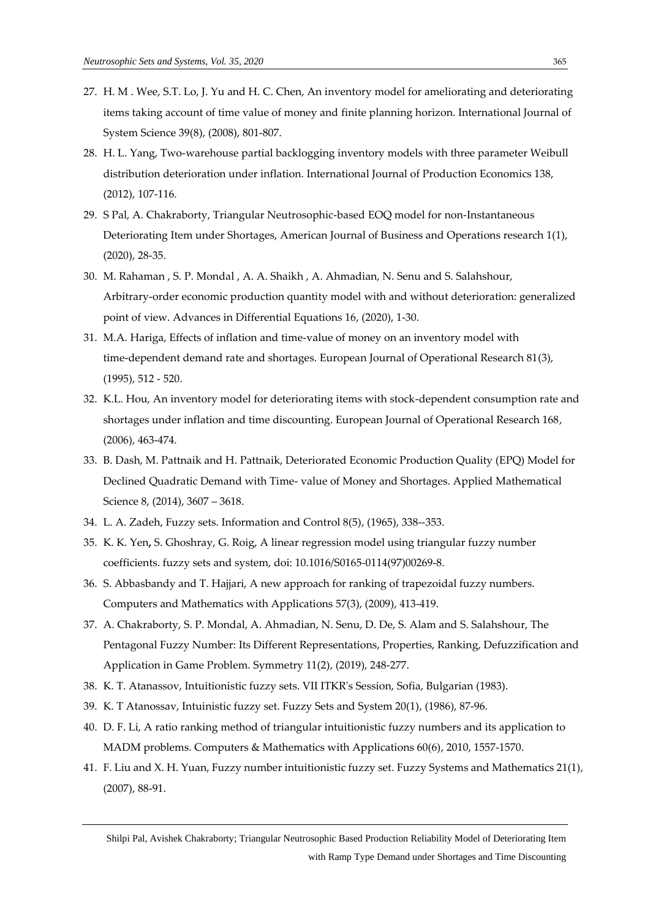27. H. M . Wee, S.T. Lo, J. Yu and H. C. Chen, An inventory model for ameliorating and deteriorating items taking account of time value of money and finite planning horizon. International Journal of System Science 39(8), (2008), 801-807.
28. H. L. Yang, Two-warehouse partial backlogging inventory models with three parameter Weibull distribution deterioration under inflation. International Journal of Production Economics 138, (2012), 107-116.
29. S Pal, A. Chakraborty, Triangular Neutrosophic-based EOQ model for non-Instantaneous Deteriorating Item under Shortages, American Journal of Business and Operations research 1(1), (2020), 28-35.
30. M. Rahaman , S. P. Mondal , A. A. Shaikh , A. Ahmadian, N. Senu and S. Salahshour, Arbitrary-order economic production quantity model with and without deterioration: generalized point of view. Advances in Differential Equations 16, (2020), 1-30.
31. M.A. Hariga, Effects of inflation and time-value of money on an inventory model with time-dependent demand rate and shortages. European Journal of Operational Research 81(3), (1995), 512 - 520.
32. K.L. Hou, An inventory model for deteriorating items with stock-dependent consumption rate and shortages under inflation and time discounting. European Journal of Operational Research 168, (2006), 463-474.
33. B. Dash, M. Pattnaik and H. Pattnaik, Deteriorated Economic Production Quality (EPQ) Model for Declined Quadratic Demand with Time- value of Money and Shortages. Applied Mathematical Science 8, (2014), 3607 – 3618.
34. L. A. Zadeh, Fuzzy sets. Information and Control 8(5), (1965), 338--353.
35. K. K. Yen**,** S. Ghoshray, G. Roig, A linear regression model using triangular fuzzy number coefficients. fuzzy sets and system, doi: 10.1016/S0165-0114(97)00269-8.
36. S. Abbasbandy and T. Hajjari, A new approach for ranking of trapezoidal fuzzy numbers. Computers and Mathematics with Applications 57(3), (2009), 413-419.
37. A. Chakraborty, S. P. Mondal, A. Ahmadian, N. Senu, D. De, S. Alam and S. Salahshour, The Pentagonal Fuzzy Number: Its Different Representations, Properties, Ranking, Defuzzification and Application in Game Problem. Symmetry 11(2), (2019), 248-277.
38. K. T. Atanassov, Intuitionistic fuzzy sets. VII ITKR's Session, Sofia, Bulgarian (1983).
39. K. T Atanossav, Intuinistic fuzzy set. Fuzzy Sets and System 20(1), (1986), 87-96.
40. D. F. Li, A ratio ranking method of triangular intuitionistic fuzzy numbers and its application to MADM problems. Computers & Mathematics with Applications 60(6), 2010, 1557-1570.
41. F. Liu and X. H. Yuan, Fuzzy number intuitionistic fuzzy set. Fuzzy Systems and Mathematics 21(1), (2007), 88-91.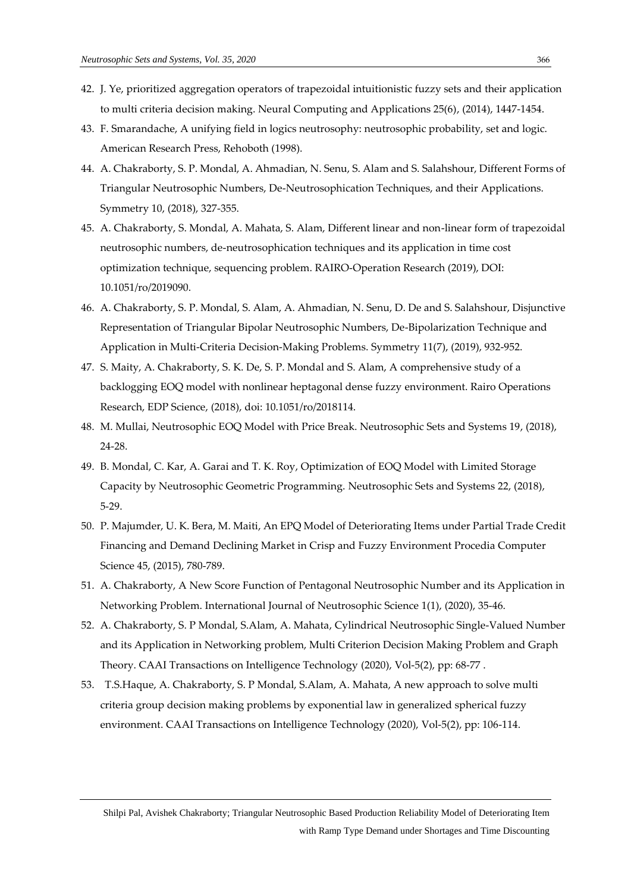42. J. Ye, prioritized aggregation operators of trapezoidal intuitionistic fuzzy sets and their application to multi criteria decision making. Neural Computing and Applications 25(6), (2014), 1447-1454.
43. F. Smarandache, A unifying field in logics neutrosophy: neutrosophic probability, set and logic. American Research Press, Rehoboth (1998).
44. A. Chakraborty, S. P. Mondal, A. Ahmadian, N. Senu, S. Alam and S. Salahshour, Different Forms of Triangular Neutrosophic Numbers, De-Neutrosophication Techniques, and their Applications. Symmetry 10, (2018), 327-355.
45. A. Chakraborty, S. Mondal, A. Mahata, S. Alam, Different linear and non-linear form of trapezoidal neutrosophic numbers, de-neutrosophication techniques and its application in time cost optimization technique, sequencing problem. RAIRO-Operation Research (2019), DOI: 10.1051/ro/2019090.
46. A. Chakraborty, S. P. Mondal, S. Alam, A. Ahmadian, N. Senu, D. De and S. Salahshour, Disjunctive Representation of Triangular Bipolar Neutrosophic Numbers, De-Bipolarization Technique and Application in Multi-Criteria Decision-Making Problems. Symmetry 11(7), (2019), 932-952.
47. S. Maity, A. Chakraborty, S. K. De, S. P. Mondal and S. Alam, A comprehensive study of a backlogging EOQ model with nonlinear heptagonal dense fuzzy environment. Rairo Operations Research, EDP Science, (2018), doi: 10.1051/ro/2018114.
48. M. Mullai, Neutrosophic EOQ Model with Price Break. Neutrosophic Sets and Systems 19, (2018), 24-28.
49. B. Mondal, C. Kar, A. Garai and T. K. Roy, Optimization of EOQ Model with Limited Storage Capacity by Neutrosophic Geometric Programming. Neutrosophic Sets and Systems 22, (2018), 5-29.
50. P. Majumder, U. K. Bera, M. Maiti, An EPQ Model of Deteriorating Items under Partial Trade Credit Financing and Demand Declining Market in Crisp and Fuzzy Environment Procedia Computer Science 45, (2015), 780-789.
51. A. Chakraborty, A New Score Function of Pentagonal Neutrosophic Number and its Application in Networking Problem. International Journal of Neutrosophic Science 1(1), (2020), 35-46.
52. A. Chakraborty, S. P Mondal, S.Alam, A. Mahata, Cylindrical Neutrosophic Single-Valued Number and its Application in Networking problem, Multi Criterion Decision Making Problem and Graph Theory. CAAI Transactions on Intelligence Technology (2020), Vol-5(2), pp: 68-77 .
53. T.S.Haque, A. Chakraborty, S. P Mondal, S.Alam, A. Mahata, A new approach to solve multi criteria group decision making problems by exponential law in generalized spherical fuzzy environment. CAAI Transactions on Intelligence Technology (2020), Vol-5(2), pp: 106-114.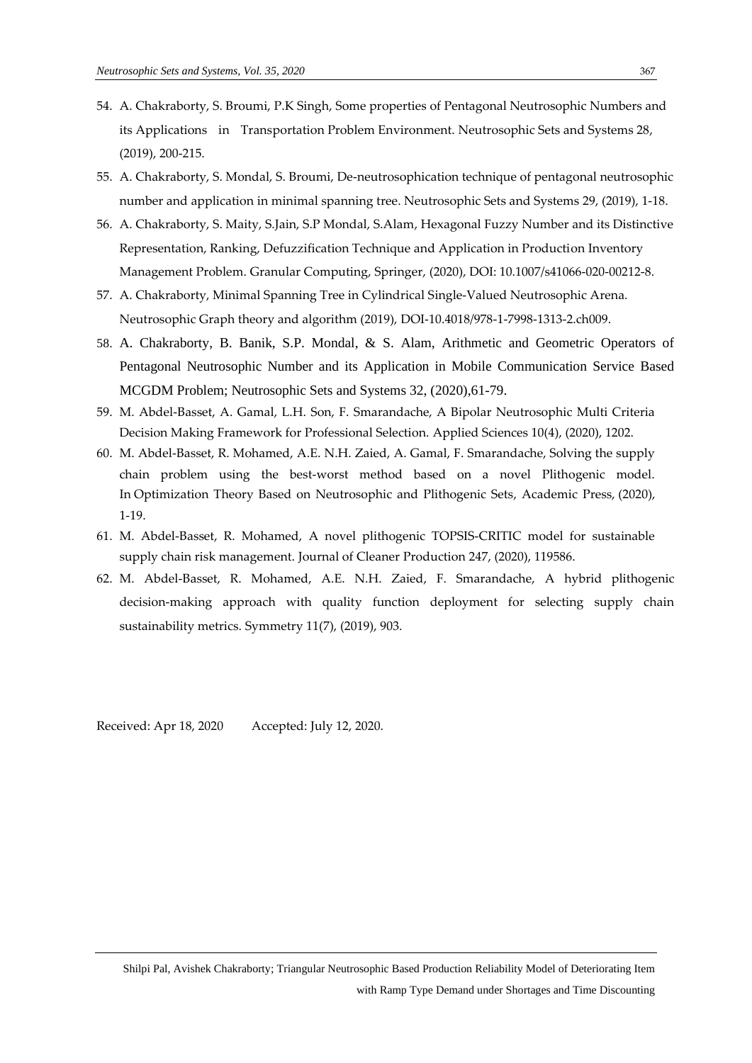54. A. Chakraborty, S. Broumi, P.K Singh, Some properties of Pentagonal Neutrosophic Numbers and its Applications in Transportation Problem Environment. Neutrosophic Sets and Systems 28, (2019), 200-215.
55. A. Chakraborty, S. Mondal, S. Broumi, De-neutrosophication technique of pentagonal neutrosophic number and application in minimal spanning tree. Neutrosophic Sets and Systems 29, (2019), 1-18.
56. A. Chakraborty, S. Maity, S.Jain, S.P Mondal, S.Alam, Hexagonal Fuzzy Number and its Distinctive Representation, Ranking, Defuzzification Technique and Application in Production Inventory Management Problem. Granular Computing, Springer, (2020), DOI: 10.1007/s41066-020-00212-8.
57. A. Chakraborty, Minimal Spanning Tree in Cylindrical Single-Valued Neutrosophic Arena. Neutrosophic Graph theory and algorithm (2019), DOI-10.4018/978-1-7998-1313-2.ch009.
58. A. Chakraborty, B. Banik, S.P. Mondal, & S. Alam, Arithmetic and Geometric Operators of Pentagonal Neutrosophic Number and its Application in Mobile Communication Service Based MCGDM Problem; Neutrosophic Sets and Systems 32, (2020),61-79.
59. M. Abdel-Basset, A. Gamal, L.H. Son, F. Smarandache, A Bipolar Neutrosophic Multi Criteria Decision Making Framework for Professional Selection. Applied Sciences 10(4), (2020), 1202.
60. M. Abdel-Basset, R. Mohamed, A.E. N.H. Zaied, A. Gamal, F. Smarandache, Solving the supply chain problem using the best-worst method based on a novel Plithogenic model. In Optimization Theory Based on Neutrosophic and Plithogenic Sets, Academic Press, (2020), 1-19.
61. M. Abdel-Basset, R. Mohamed, A novel plithogenic TOPSIS-CRITIC model for sustainable supply chain risk management. Journal of Cleaner Production 247, (2020), 119586.
62. M. Abdel-Basset, R. Mohamed, A.E. N.H. Zaied, F. Smarandache, A hybrid plithogenic decision-making approach with quality function deployment for selecting supply chain sustainability metrics. Symmetry 11(7), (2019), 903.

Received: Apr 18, 2020 Accepted: July 12, 2020.